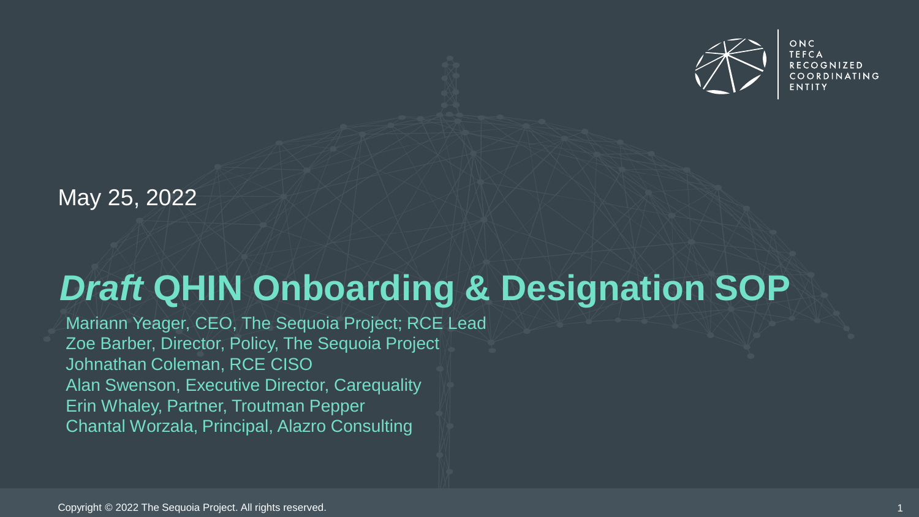ONC TEFCA RECOGNIZED COORDINATING ENTITY

May 25, 2022

# *Draft* QHIN Onboarding & Designation SOP

Mariann Yeager, CEO, The Sequoia Project; RCE Lead
Zoe Barber, Director, Policy, The Sequoia Project
Johnathan Coleman, RCE CISO
Alan Swenson, Executive Director, Carequality
Erin Whaley, Partner, Troutman Pepper
Chantal Worzala, Principal, Alazro Consulting

Copyright © 2022 The Sequoia Project. All rights reserved.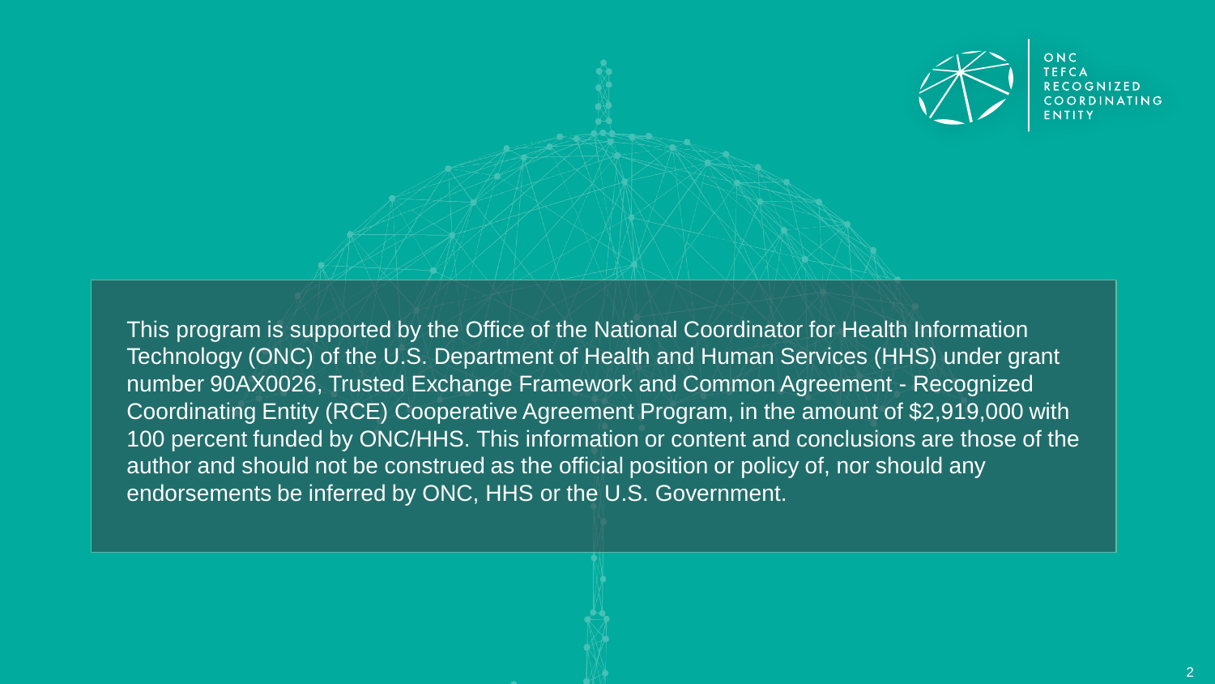ONC TEFCA RECOGNIZED COORDINATING ENTITY

This program is supported by the Office of the National Coordinator for Health Information Technology (ONC) of the U.S. Department of Health and Human Services (HHS) under grant number 90AX0026, Trusted Exchange Framework and Common Agreement - Recognized Coordinating Entity (RCE) Cooperative Agreement Program, in the amount of $2,919,000 with 100 percent funded by ONC/HHS. This information or content and conclusions are those of the author and should not be construed as the official position or policy of, nor should any endorsements be inferred by ONC, HHS or the U.S. Government.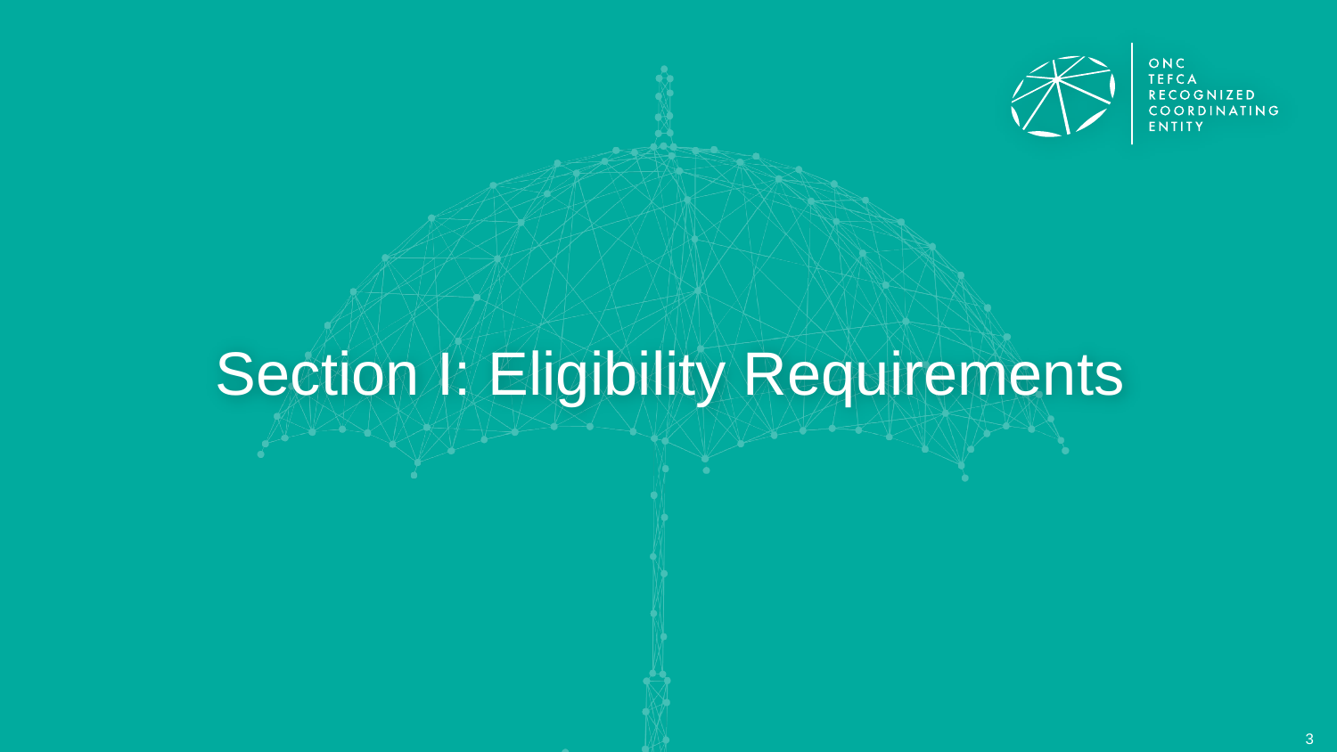ONC TEFCA RECOGNIZED COORDINATING ENTITY

# Section I: Eligibility Requirements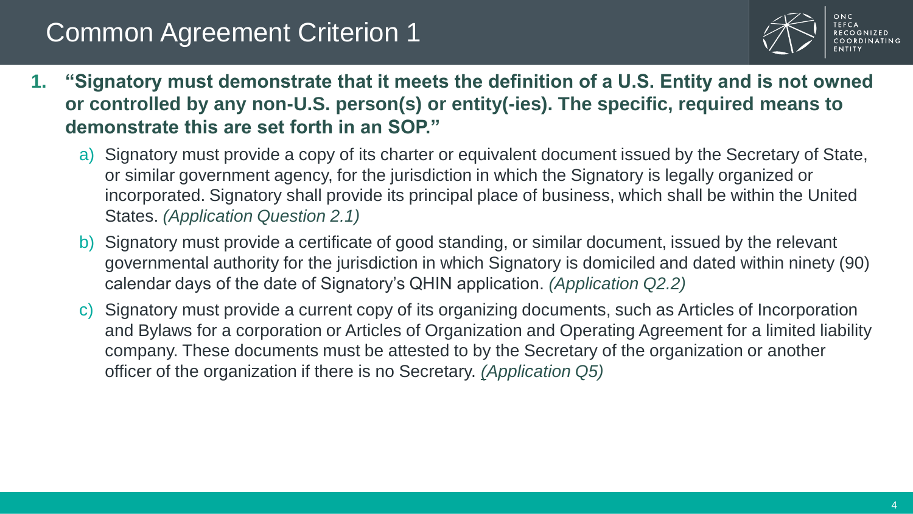# Common Agreement Criterion 1

1. **"Signatory must demonstrate that it meets the definition of a U.S. Entity and is not owned or controlled by any non-U.S. person(s) or entity(-ies). The specific, required means to demonstrate this are set forth in an SOP."**

   a) Signatory must provide a copy of its charter or equivalent document issued by the Secretary of State, or similar government agency, for the jurisdiction in which the Signatory is legally organized or incorporated. Signatory shall provide its principal place of business, which shall be within the United States. *(Application Question 2.1)*

   b) Signatory must provide a certificate of good standing, or similar document, issued by the relevant governmental authority for the jurisdiction in which Signatory is domiciled and dated within ninety (90) calendar days of the date of Signatory's QHIN application. *(Application Q2.2)*

   c) Signatory must provide a current copy of its organizing documents, such as Articles of Incorporation and Bylaws for a corporation or Articles of Organization and Operating Agreement for a limited liability company. These documents must be attested to by the Secretary of the organization or another officer of the organization if there is no Secretary. *(Application Q5)*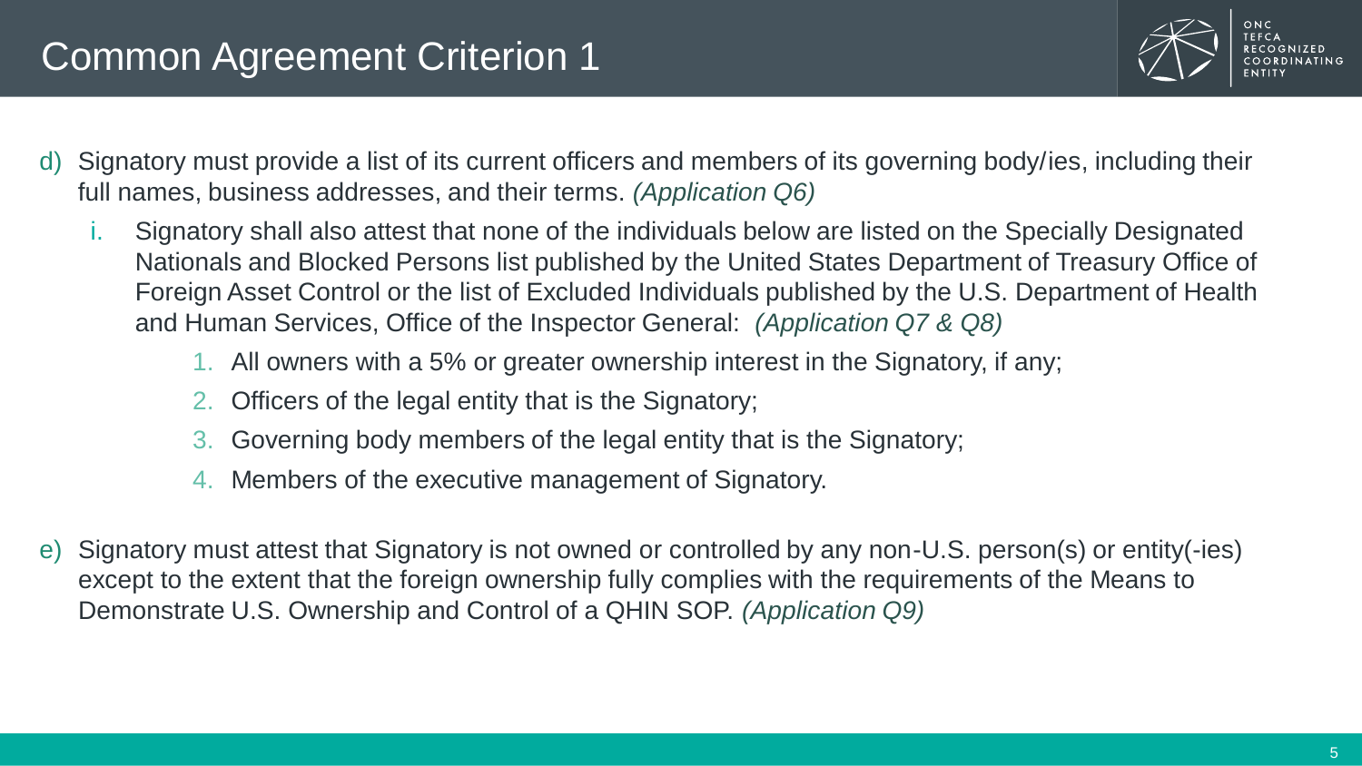# Common Agreement Criterion 1

d) Signatory must provide a list of its current officers and members of its governing body/ies, including their full names, business addresses, and their terms. *(Application Q6)*

   i. Signatory shall also attest that none of the individuals below are listed on the Specially Designated Nationals and Blocked Persons list published by the United States Department of Treasury Office of Foreign Asset Control or the list of Excluded Individuals published by the U.S. Department of Health and Human Services, Office of the Inspector General: *(Application Q7 & Q8)*

      1. All owners with a 5% or greater ownership interest in the Signatory, if any;
      2. Officers of the legal entity that is the Signatory;
      3. Governing body members of the legal entity that is the Signatory;
      4. Members of the executive management of Signatory.

e) Signatory must attest that Signatory is not owned or controlled by any non-U.S. person(s) or entity(-ies) except to the extent that the foreign ownership fully complies with the requirements of the Means to Demonstrate U.S. Ownership and Control of a QHIN SOP. *(Application Q9)*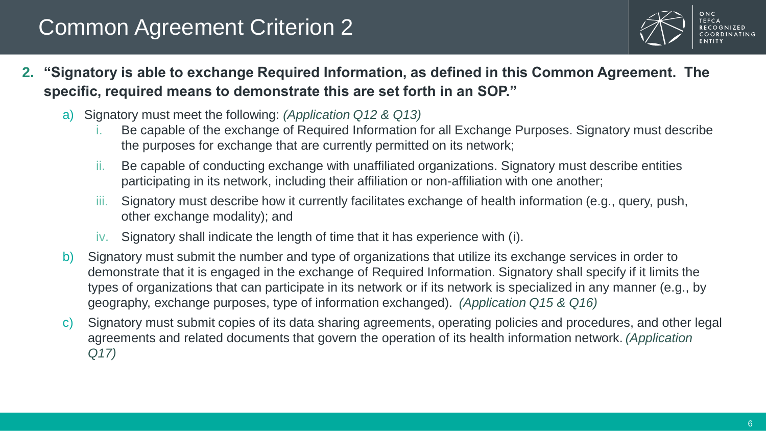# Common Agreement Criterion 2

2. **"Signatory is able to exchange Required Information, as defined in this Common Agreement. The specific, required means to demonstrate this are set forth in an SOP."**

   a) Signatory must meet the following: *(Application Q12 & Q13)*

      i. Be capable of the exchange of Required Information for all Exchange Purposes. Signatory must describe the purposes for exchange that are currently permitted on its network;

      ii. Be capable of conducting exchange with unaffiliated organizations. Signatory must describe entities participating in its network, including their affiliation or non-affiliation with one another;

      iii. Signatory must describe how it currently facilitates exchange of health information (e.g., query, push, other exchange modality); and

      iv. Signatory shall indicate the length of time that it has experience with (i).

   b) Signatory must submit the number and type of organizations that utilize its exchange services in order to demonstrate that it is engaged in the exchange of Required Information. Signatory shall specify if it limits the types of organizations that can participate in its network or if its network is specialized in any manner (e.g., by geography, exchange purposes, type of information exchanged). *(Application Q15 & Q16)*

   c) Signatory must submit copies of its data sharing agreements, operating policies and procedures, and other legal agreements and related documents that govern the operation of its health information network. *(Application Q17)*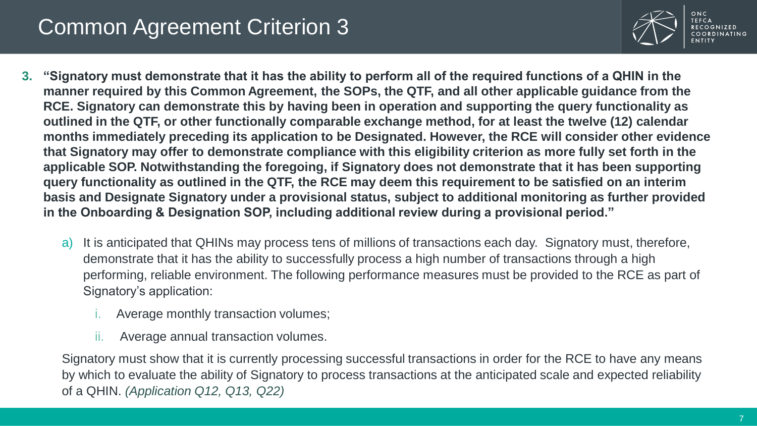# Common Agreement Criterion 3

3. **"Signatory must demonstrate that it has the ability to perform all of the required functions of a QHIN in the manner required by this Common Agreement, the SOPs, the QTF, and all other applicable guidance from the RCE. Signatory can demonstrate this by having been in operation and supporting the query functionality as outlined in the QTF, or other functionally comparable exchange method, for at least the twelve (12) calendar months immediately preceding its application to be Designated. However, the RCE will consider other evidence that Signatory may offer to demonstrate compliance with this eligibility criterion as more fully set forth in the applicable SOP. Notwithstanding the foregoing, if Signatory does not demonstrate that it has been supporting query functionality as outlined in the QTF, the RCE may deem this requirement to be satisfied on an interim basis and Designate Signatory under a provisional status, subject to additional monitoring as further provided in the Onboarding & Designation SOP, including additional review during a provisional period."**

   a) It is anticipated that QHINs may process tens of millions of transactions each day. Signatory must, therefore, demonstrate that it has the ability to successfully process a high number of transactions through a high performing, reliable environment. The following performance measures must be provided to the RCE as part of Signatory's application:

      i. Average monthly transaction volumes;

      ii. Average annual transaction volumes.

   Signatory must show that it is currently processing successful transactions in order for the RCE to have any means by which to evaluate the ability of Signatory to process transactions at the anticipated scale and expected reliability of a QHIN. *(Application Q12, Q13, Q22)*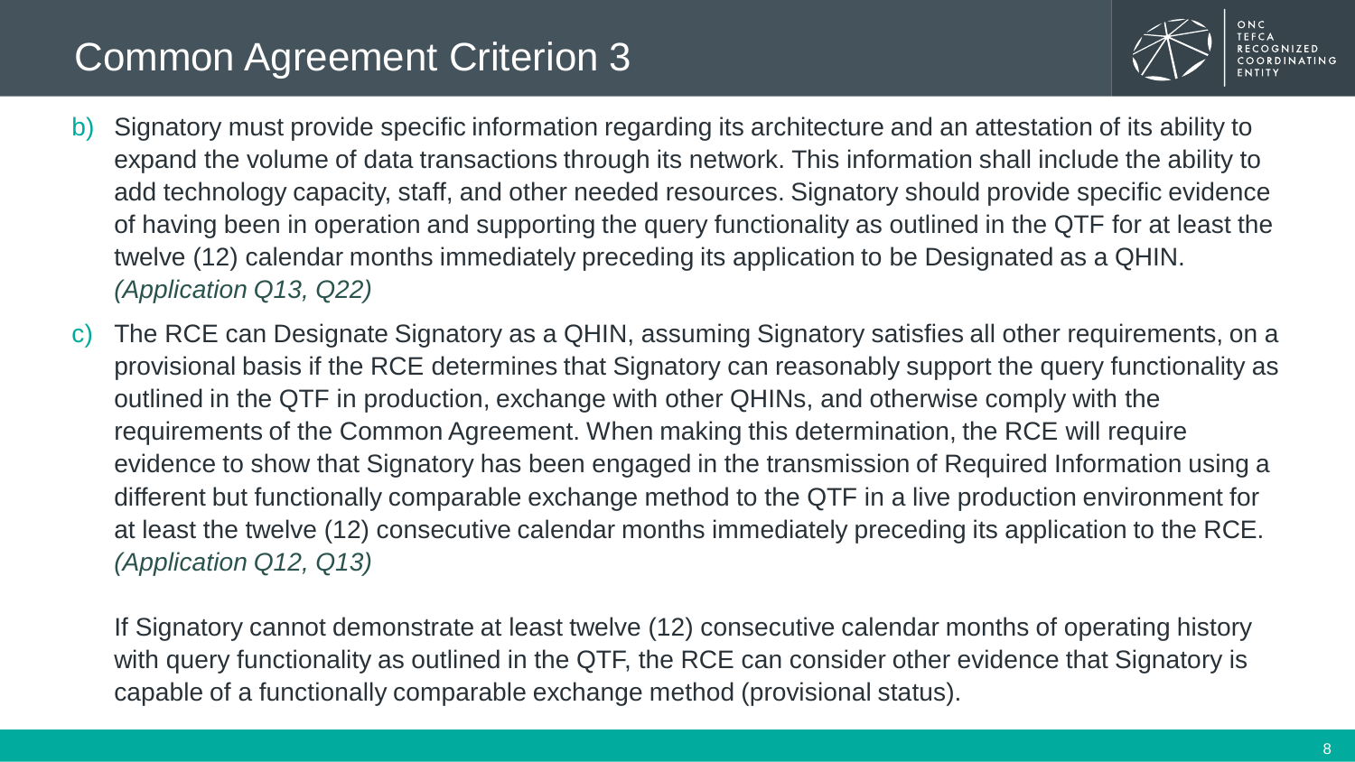# Common Agreement Criterion 3

b) Signatory must provide specific information regarding its architecture and an attestation of its ability to expand the volume of data transactions through its network. This information shall include the ability to add technology capacity, staff, and other needed resources. Signatory should provide specific evidence of having been in operation and supporting the query functionality as outlined in the QTF for at least the twelve (12) calendar months immediately preceding its application to be Designated as a QHIN. *(Application Q13, Q22)*

c) The RCE can Designate Signatory as a QHIN, assuming Signatory satisfies all other requirements, on a provisional basis if the RCE determines that Signatory can reasonably support the query functionality as outlined in the QTF in production, exchange with other QHINs, and otherwise comply with the requirements of the Common Agreement. When making this determination, the RCE will require evidence to show that Signatory has been engaged in the transmission of Required Information using a different but functionally comparable exchange method to the QTF in a live production environment for at least the twelve (12) consecutive calendar months immediately preceding its application to the RCE. *(Application Q12, Q13)*

   If Signatory cannot demonstrate at least twelve (12) consecutive calendar months of operating history with query functionality as outlined in the QTF, the RCE can consider other evidence that Signatory is capable of a functionally comparable exchange method (provisional status).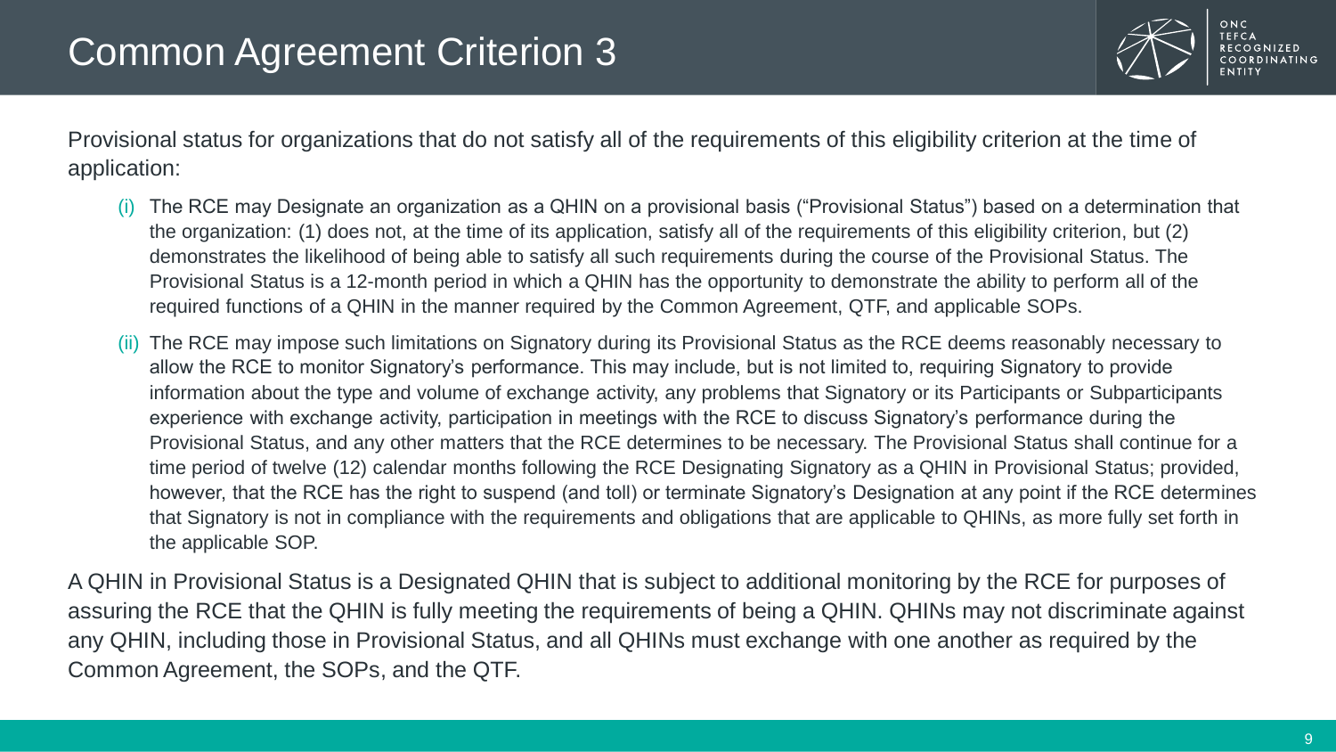# Common Agreement Criterion 3

Provisional status for organizations that do not satisfy all of the requirements of this eligibility criterion at the time of application:

(i) The RCE may Designate an organization as a QHIN on a provisional basis (“Provisional Status”) based on a determination that the organization: (1) does not, at the time of its application, satisfy all of the requirements of this eligibility criterion, but (2) demonstrates the likelihood of being able to satisfy all such requirements during the course of the Provisional Status. The Provisional Status is a 12-month period in which a QHIN has the opportunity to demonstrate the ability to perform all of the required functions of a QHIN in the manner required by the Common Agreement, QTF, and applicable SOPs.

(ii) The RCE may impose such limitations on Signatory during its Provisional Status as the RCE deems reasonably necessary to allow the RCE to monitor Signatory’s performance. This may include, but is not limited to, requiring Signatory to provide information about the type and volume of exchange activity, any problems that Signatory or its Participants or Subparticipants experience with exchange activity, participation in meetings with the RCE to discuss Signatory’s performance during the Provisional Status, and any other matters that the RCE determines to be necessary. The Provisional Status shall continue for a time period of twelve (12) calendar months following the RCE Designating Signatory as a QHIN in Provisional Status; provided, however, that the RCE has the right to suspend (and toll) or terminate Signatory’s Designation at any point if the RCE determines that Signatory is not in compliance with the requirements and obligations that are applicable to QHINs, as more fully set forth in the applicable SOP.

A QHIN in Provisional Status is a Designated QHIN that is subject to additional monitoring by the RCE for purposes of assuring the RCE that the QHIN is fully meeting the requirements of being a QHIN. QHINs may not discriminate against any QHIN, including those in Provisional Status, and all QHINs must exchange with one another as required by the Common Agreement, the SOPs, and the QTF.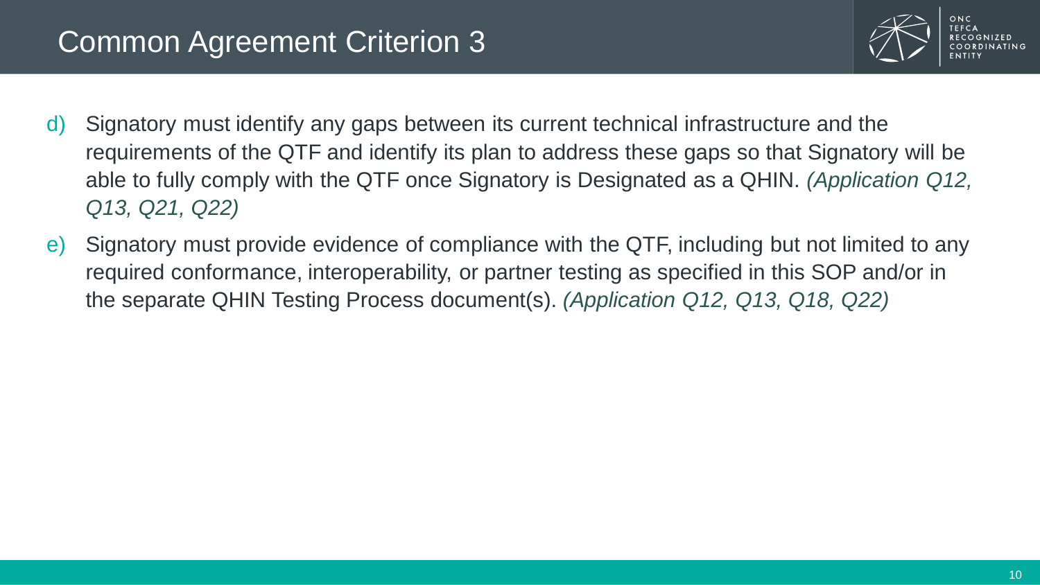# Common Agreement Criterion 3

d) Signatory must identify any gaps between its current technical infrastructure and the requirements of the QTF and identify its plan to address these gaps so that Signatory will be able to fully comply with the QTF once Signatory is Designated as a QHIN. *(Application Q12, Q13, Q21, Q22)*

e) Signatory must provide evidence of compliance with the QTF, including but not limited to any required conformance, interoperability, or partner testing as specified in this SOP and/or in the separate QHIN Testing Process document(s). *(Application Q12, Q13, Q18, Q22)*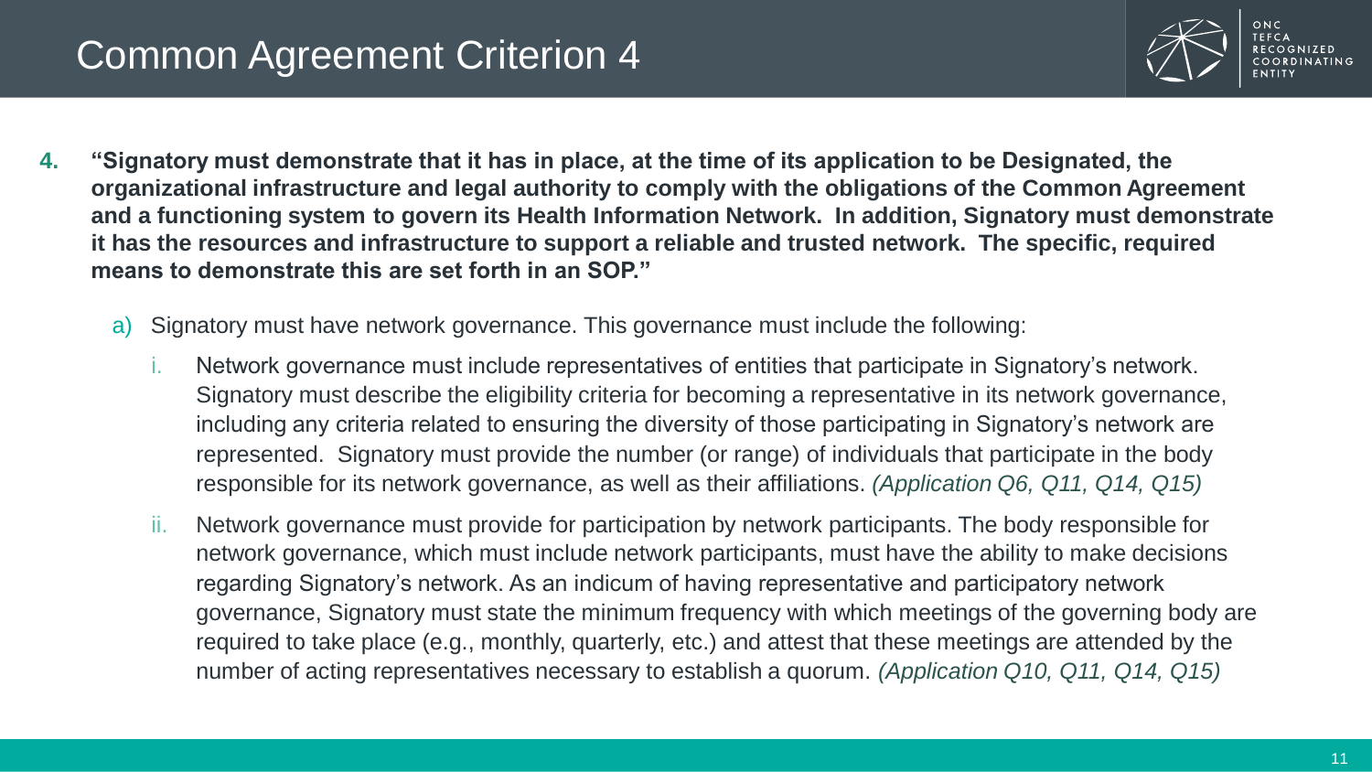# Common Agreement Criterion 4

4. **"Signatory must demonstrate that it has in place, at the time of its application to be Designated, the organizational infrastructure and legal authority to comply with the obligations of the Common Agreement and a functioning system to govern its Health Information Network. In addition, Signatory must demonstrate it has the resources and infrastructure to support a reliable and trusted network. The specific, required means to demonstrate this are set forth in an SOP."**

   a) Signatory must have network governance. This governance must include the following:

      i. Network governance must include representatives of entities that participate in Signatory's network. Signatory must describe the eligibility criteria for becoming a representative in its network governance, including any criteria related to ensuring the diversity of those participating in Signatory's network are represented. Signatory must provide the number (or range) of individuals that participate in the body responsible for its network governance, as well as their affiliations. *(Application Q6, Q11, Q14, Q15)*

      ii. Network governance must provide for participation by network participants. The body responsible for network governance, which must include network participants, must have the ability to make decisions regarding Signatory's network. As an indicum of having representative and participatory network governance, Signatory must state the minimum frequency with which meetings of the governing body are required to take place (e.g., monthly, quarterly, etc.) and attest that these meetings are attended by the number of acting representatives necessary to establish a quorum. *(Application Q10, Q11, Q14, Q15)*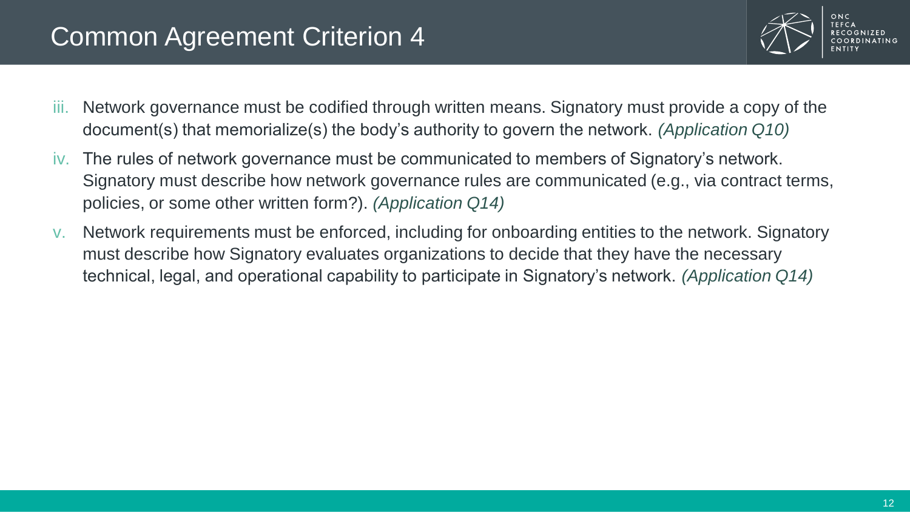# Common Agreement Criterion 4

iii. Network governance must be codified through written means. Signatory must provide a copy of the document(s) that memorialize(s) the body's authority to govern the network. *(Application Q10)*

iv. The rules of network governance must be communicated to members of Signatory's network. Signatory must describe how network governance rules are communicated (e.g., via contract terms, policies, or some other written form?). *(Application Q14)*

v. Network requirements must be enforced, including for onboarding entities to the network. Signatory must describe how Signatory evaluates organizations to decide that they have the necessary technical, legal, and operational capability to participate in Signatory's network. *(Application Q14)*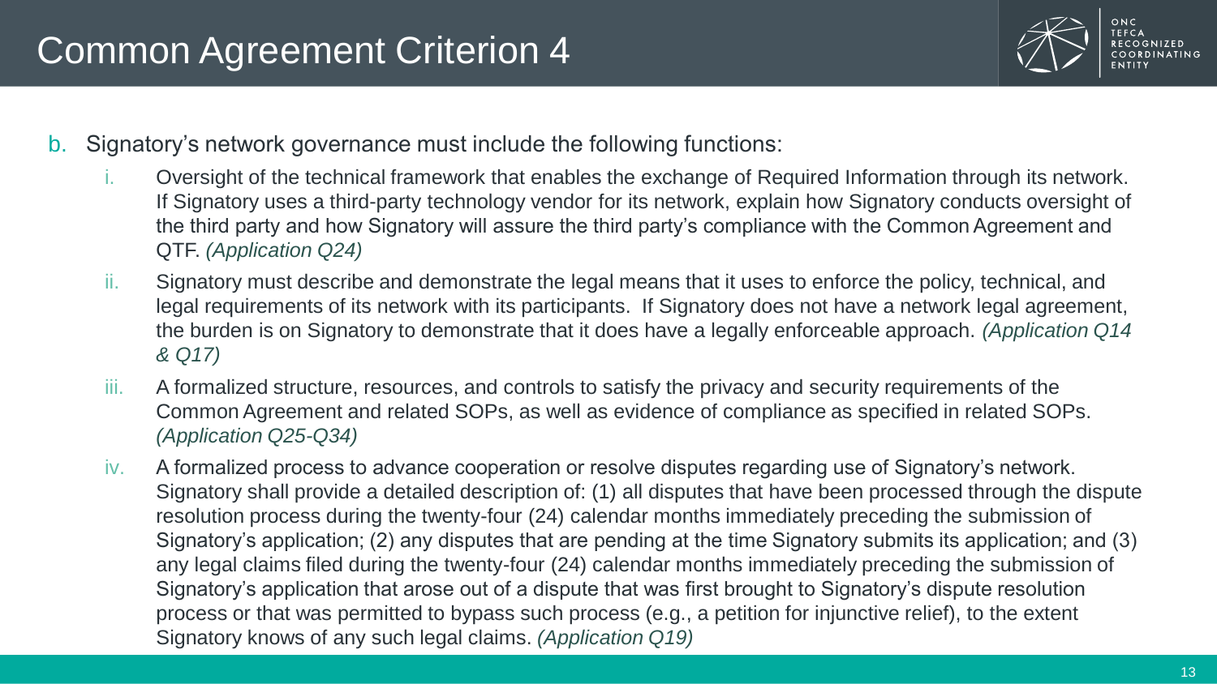# Common Agreement Criterion 4

b. Signatory's network governance must include the following functions:

   i. Oversight of the technical framework that enables the exchange of Required Information through its network. If Signatory uses a third-party technology vendor for its network, explain how Signatory conducts oversight of the third party and how Signatory will assure the third party's compliance with the Common Agreement and QTF. *(Application Q24)*

   ii. Signatory must describe and demonstrate the legal means that it uses to enforce the policy, technical, and legal requirements of its network with its participants. If Signatory does not have a network legal agreement, the burden is on Signatory to demonstrate that it does have a legally enforceable approach. *(Application Q14 & Q17)*

   iii. A formalized structure, resources, and controls to satisfy the privacy and security requirements of the Common Agreement and related SOPs, as well as evidence of compliance as specified in related SOPs. *(Application Q25-Q34)*

   iv. A formalized process to advance cooperation or resolve disputes regarding use of Signatory's network. Signatory shall provide a detailed description of: (1) all disputes that have been processed through the dispute resolution process during the twenty-four (24) calendar months immediately preceding the submission of Signatory's application; (2) any disputes that are pending at the time Signatory submits its application; and (3) any legal claims filed during the twenty-four (24) calendar months immediately preceding the submission of Signatory's application that arose out of a dispute that was first brought to Signatory's dispute resolution process or that was permitted to bypass such process (e.g., a petition for injunctive relief), to the extent Signatory knows of any such legal claims. *(Application Q19)*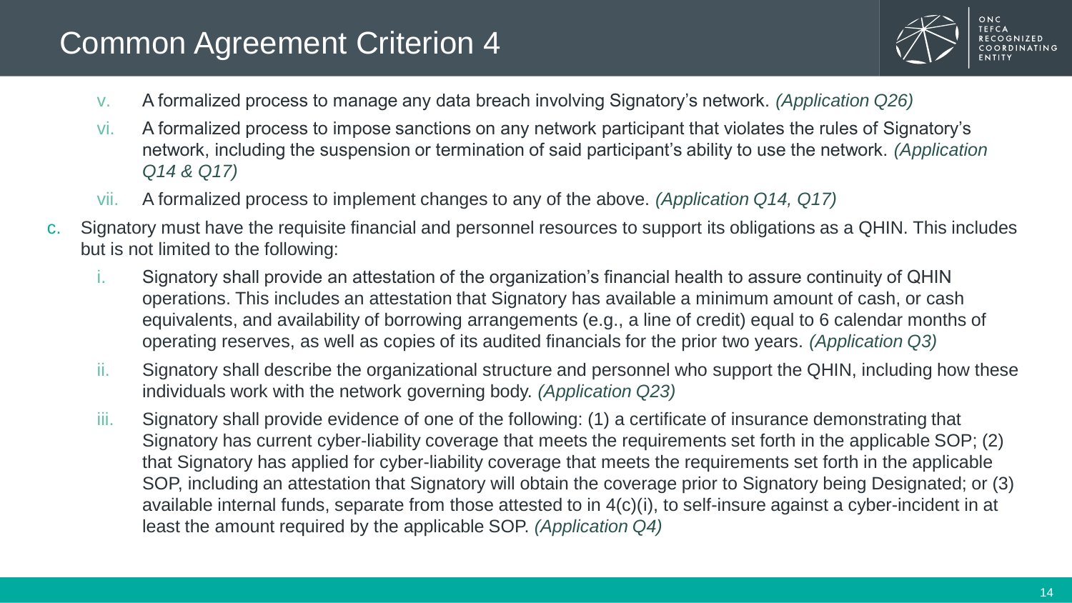# Common Agreement Criterion 4

v. A formalized process to manage any data breach involving Signatory's network. *(Application Q26)*

vi. A formalized process to impose sanctions on any network participant that violates the rules of Signatory's network, including the suspension or termination of said participant's ability to use the network. *(Application Q14 & Q17)*

vii. A formalized process to implement changes to any of the above. *(Application Q14, Q17)*

c. Signatory must have the requisite financial and personnel resources to support its obligations as a QHIN. This includes but is not limited to the following:

i. Signatory shall provide an attestation of the organization's financial health to assure continuity of QHIN operations. This includes an attestation that Signatory has available a minimum amount of cash, or cash equivalents, and availability of borrowing arrangements (e.g., a line of credit) equal to 6 calendar months of operating reserves, as well as copies of its audited financials for the prior two years. *(Application Q3)*

ii. Signatory shall describe the organizational structure and personnel who support the QHIN, including how these individuals work with the network governing body. *(Application Q23)*

iii. Signatory shall provide evidence of one of the following: (1) a certificate of insurance demonstrating that Signatory has current cyber-liability coverage that meets the requirements set forth in the applicable SOP; (2) that Signatory has applied for cyber-liability coverage that meets the requirements set forth in the applicable SOP, including an attestation that Signatory will obtain the coverage prior to Signatory being Designated; or (3) available internal funds, separate from those attested to in 4(c)(i), to self-insure against a cyber-incident in at least the amount required by the applicable SOP. *(Application Q4)*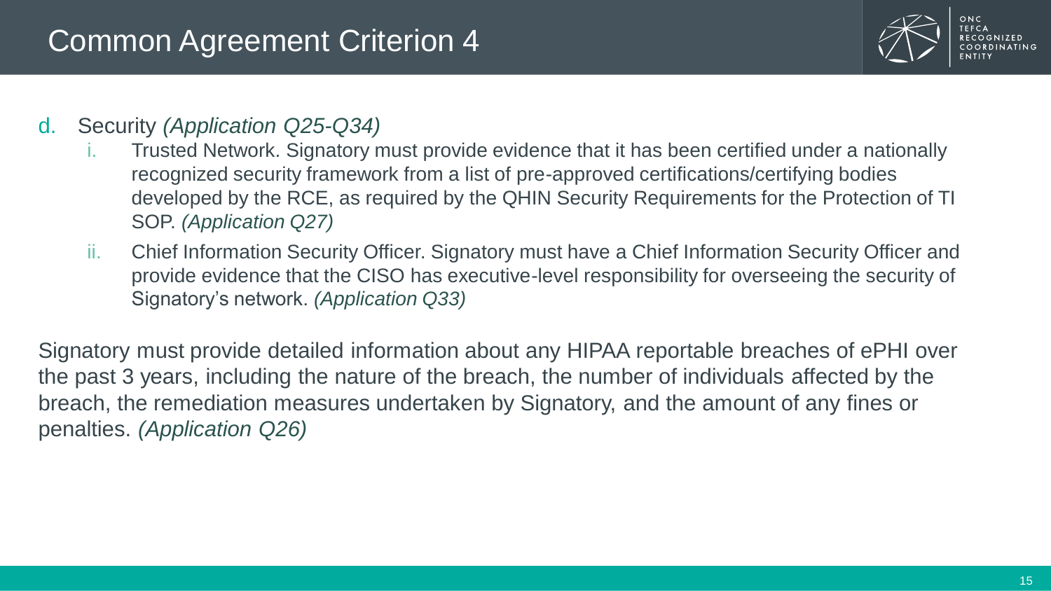# Common Agreement Criterion 4

d. Security *(Application Q25-Q34)*

   i. Trusted Network. Signatory must provide evidence that it has been certified under a nationally recognized security framework from a list of pre-approved certifications/certifying bodies developed by the RCE, as required by the QHIN Security Requirements for the Protection of TI SOP. *(Application Q27)*

   ii. Chief Information Security Officer. Signatory must have a Chief Information Security Officer and provide evidence that the CISO has executive-level responsibility for overseeing the security of Signatory's network. *(Application Q33)*

Signatory must provide detailed information about any HIPAA reportable breaches of ePHI over the past 3 years, including the nature of the breach, the number of individuals affected by the breach, the remediation measures undertaken by Signatory, and the amount of any fines or penalties. *(Application Q26)*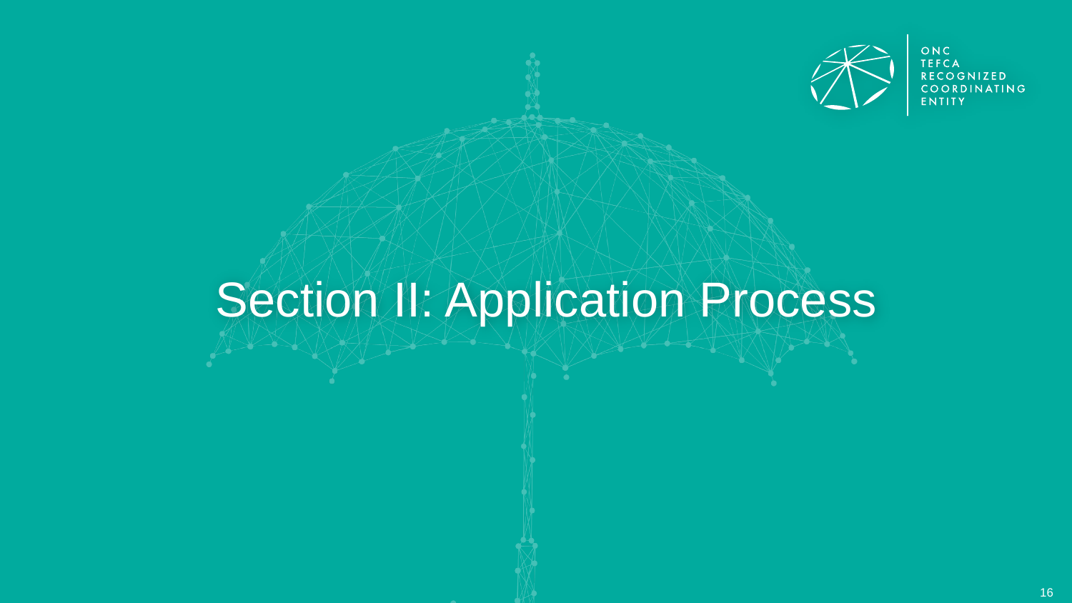ONC TEFCA RECOGNIZED COORDINATING ENTITY

# Section II: Application Process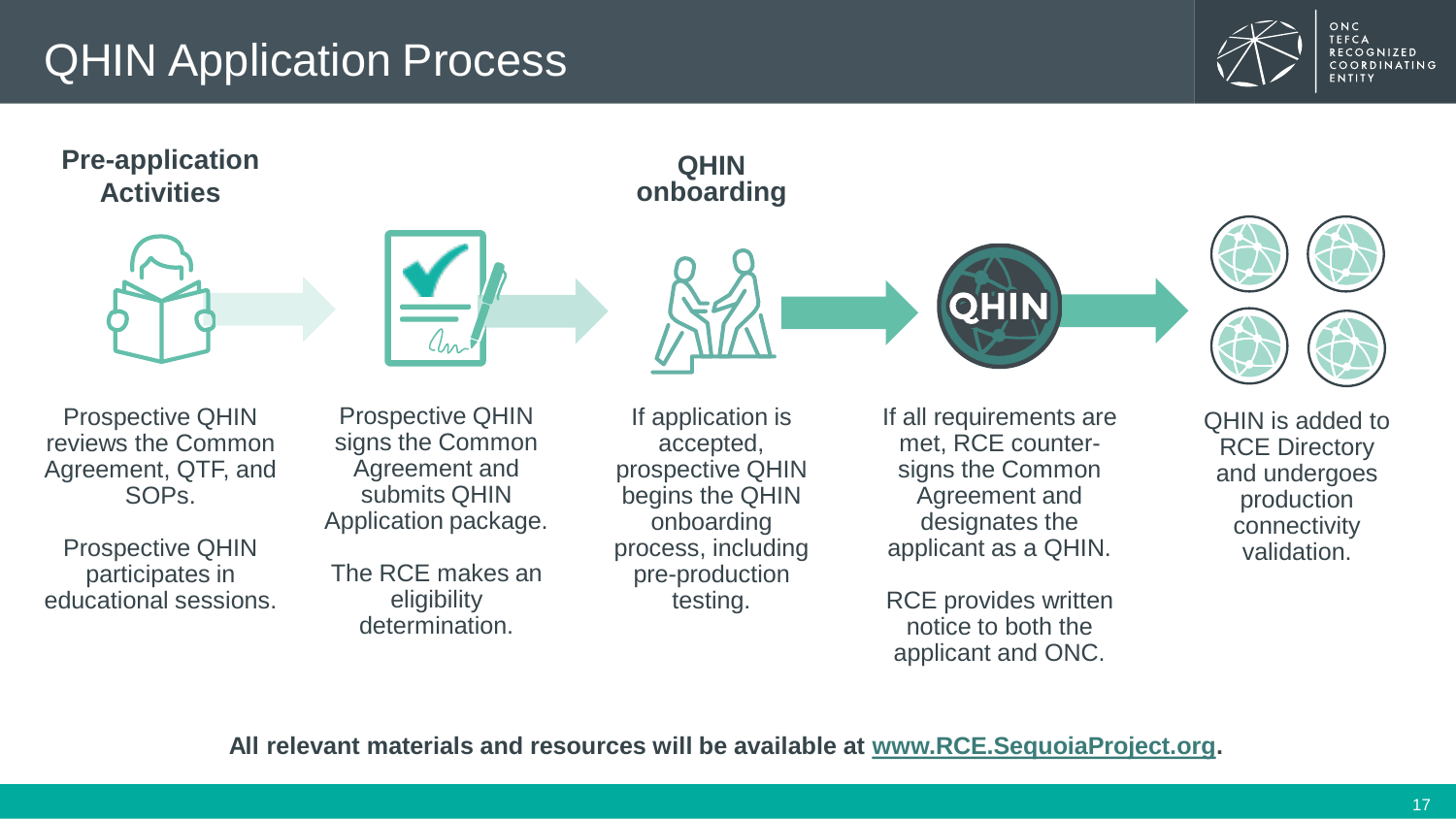# QHIN Application Process

### Pre-application Activities

Prospective QHIN reviews the Common Agreement, QTF, and SOPs.

Prospective QHIN participates in educational sessions.

---

Prospective QHIN signs the Common Agreement and submits QHIN Application package.

The RCE makes an eligibility determination.

---

### QHIN onboarding

If application is accepted, prospective QHIN begins the QHIN onboarding process, including pre-production testing.

---

QHIN

If all requirements are met, RCE counter-signs the Common Agreement and designates the applicant as a QHIN.

RCE provides written notice to both the applicant and ONC.

---

QHIN is added to RCE Directory and undergoes production connectivity validation.

**All relevant materials and resources will be available at www.RCE.SequoiaProject.org.**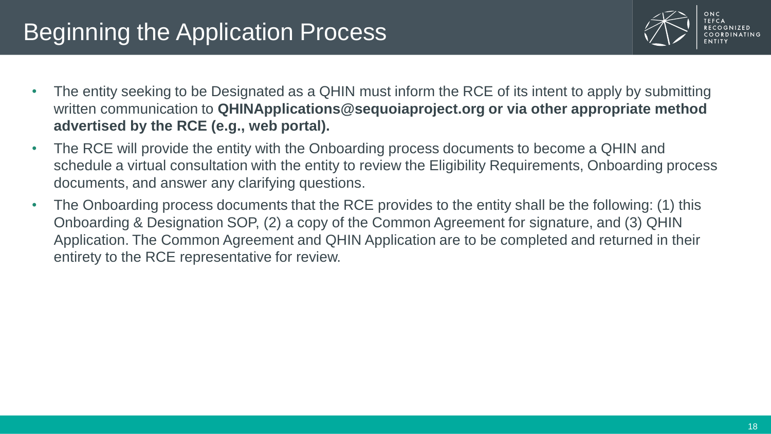# Beginning the Application Process

- The entity seeking to be Designated as a QHIN must inform the RCE of its intent to apply by submitting written communication to **QHINApplications@sequoiaproject.org or via other appropriate method advertised by the RCE (e.g., web portal).**
- The RCE will provide the entity with the Onboarding process documents to become a QHIN and schedule a virtual consultation with the entity to review the Eligibility Requirements, Onboarding process documents, and answer any clarifying questions.
- The Onboarding process documents that the RCE provides to the entity shall be the following: (1) this Onboarding & Designation SOP, (2) a copy of the Common Agreement for signature, and (3) QHIN Application. The Common Agreement and QHIN Application are to be completed and returned in their entirety to the RCE representative for review.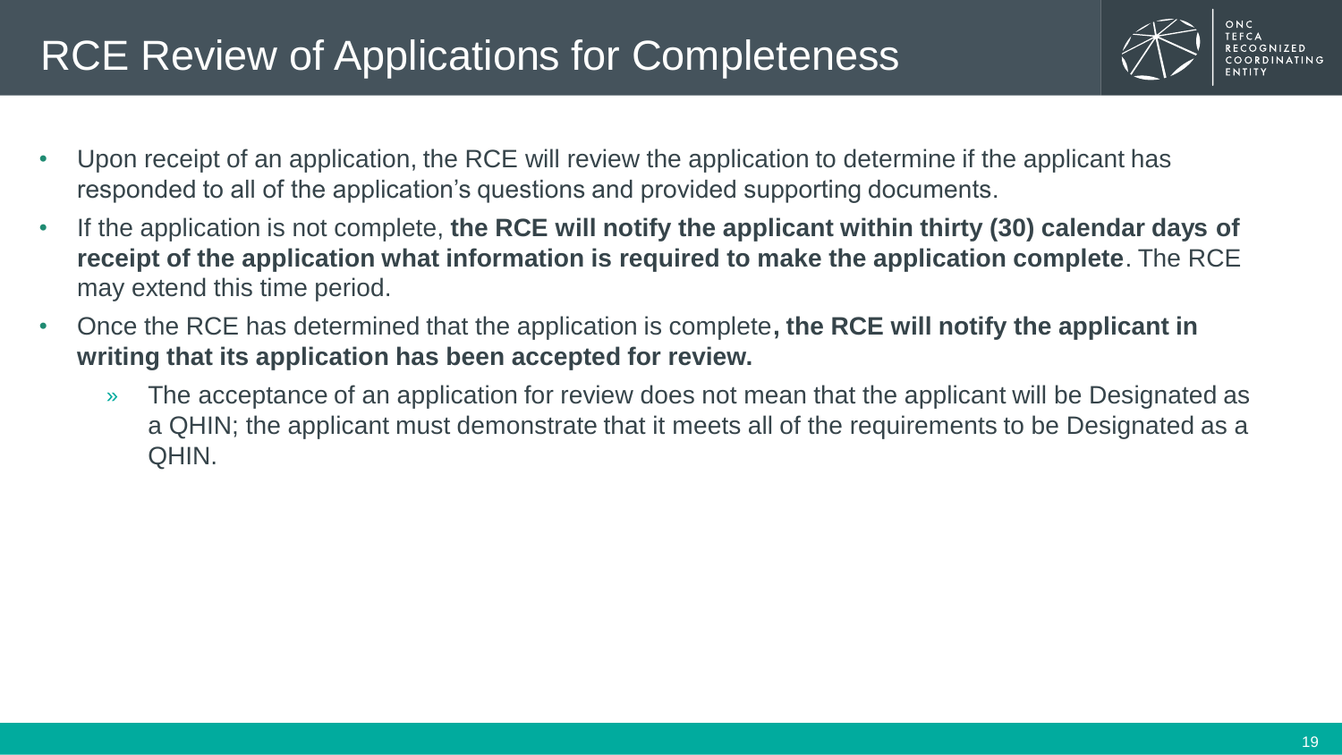# RCE Review of Applications for Completeness

- Upon receipt of an application, the RCE will review the application to determine if the applicant has responded to all of the application's questions and provided supporting documents.
- If the application is not complete, **the RCE will notify the applicant within thirty (30) calendar days of receipt of the application what information is required to make the application complete**. The RCE may extend this time period.
- Once the RCE has determined that the application is complete**, the RCE will notify the applicant in writing that its application has been accepted for review.**
  - The acceptance of an application for review does not mean that the applicant will be Designated as a QHIN; the applicant must demonstrate that it meets all of the requirements to be Designated as a QHIN.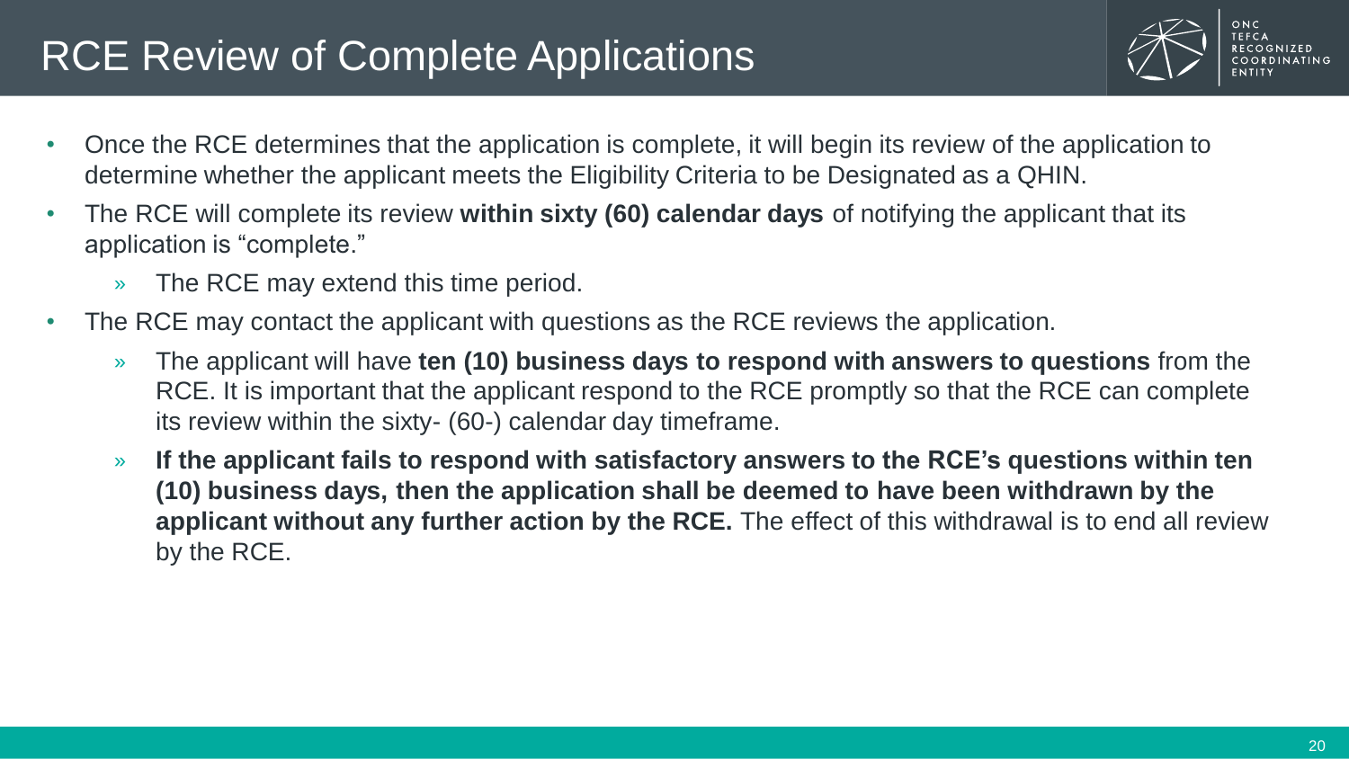# RCE Review of Complete Applications

- Once the RCE determines that the application is complete, it will begin its review of the application to determine whether the applicant meets the Eligibility Criteria to be Designated as a QHIN.
- The RCE will complete its review **within sixty (60) calendar days** of notifying the applicant that its application is "complete."
  - The RCE may extend this time period.
- The RCE may contact the applicant with questions as the RCE reviews the application.
  - The applicant will have **ten (10) business days to respond with answers to questions** from the RCE. It is important that the applicant respond to the RCE promptly so that the RCE can complete its review within the sixty- (60-) calendar day timeframe.
  - **If the applicant fails to respond with satisfactory answers to the RCE's questions within ten (10) business days, then the application shall be deemed to have been withdrawn by the applicant without any further action by the RCE.** The effect of this withdrawal is to end all review by the RCE.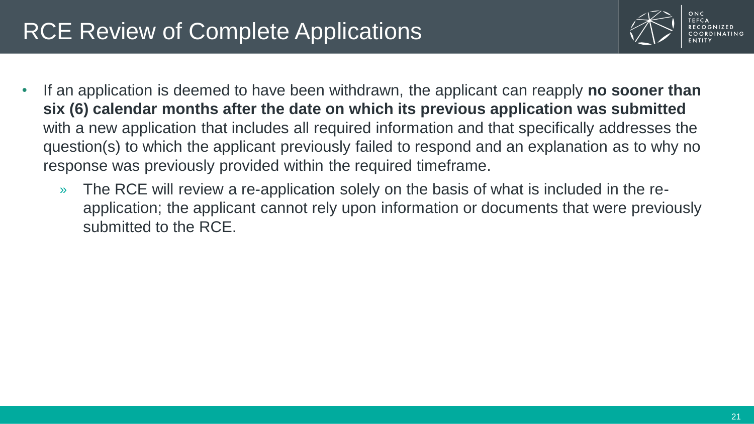# RCE Review of Complete Applications

- If an application is deemed to have been withdrawn, the applicant can reapply **no sooner than six (6) calendar months after the date on which its previous application was submitted** with a new application that includes all required information and that specifically addresses the question(s) to which the applicant previously failed to respond and an explanation as to why no response was previously provided within the required timeframe.
  - The RCE will review a re-application solely on the basis of what is included in the re-application; the applicant cannot rely upon information or documents that were previously submitted to the RCE.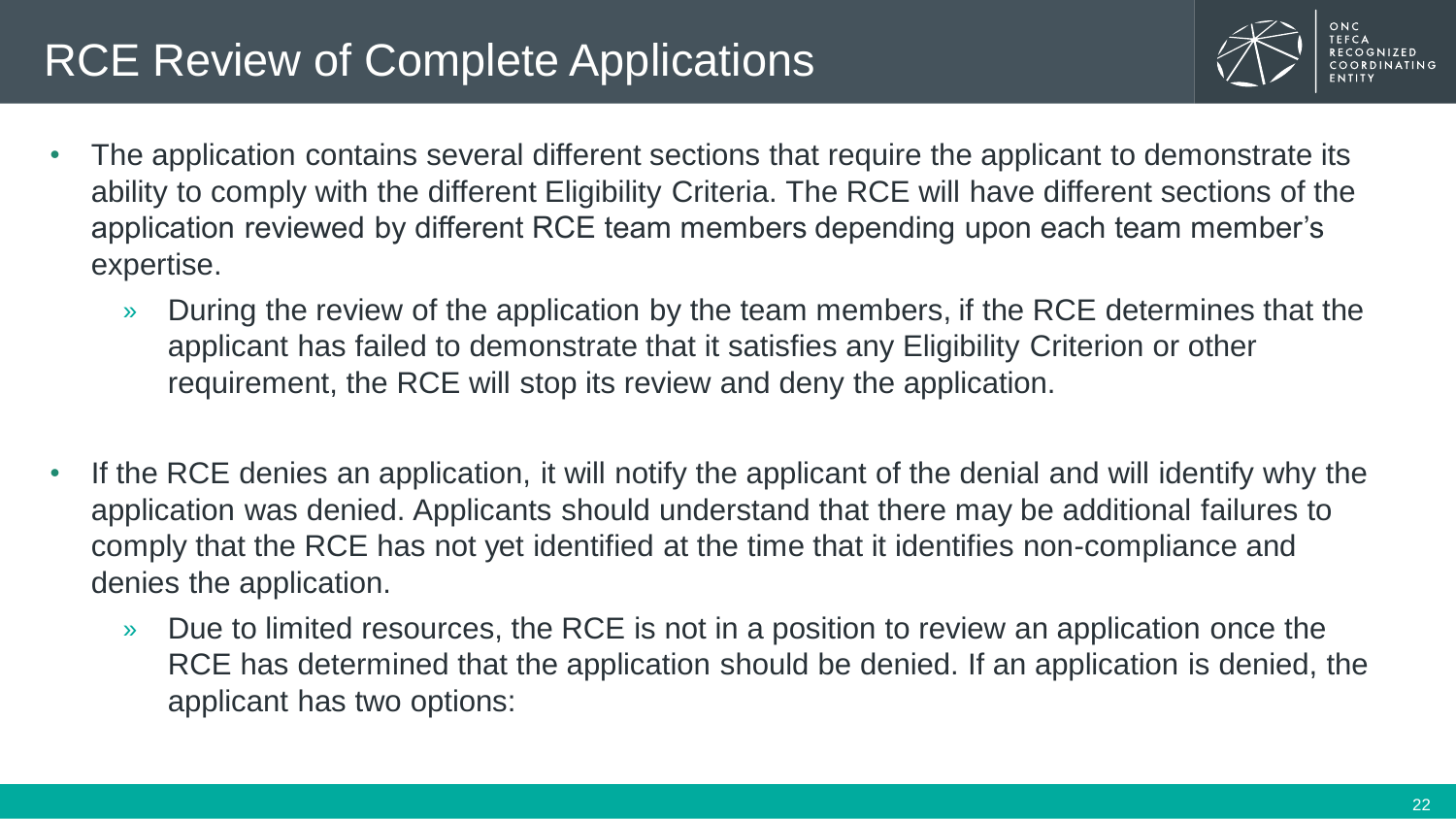# RCE Review of Complete Applications

- The application contains several different sections that require the applicant to demonstrate its ability to comply with the different Eligibility Criteria. The RCE will have different sections of the application reviewed by different RCE team members depending upon each team member's expertise.
  - During the review of the application by the team members, if the RCE determines that the applicant has failed to demonstrate that it satisfies any Eligibility Criterion or other requirement, the RCE will stop its review and deny the application.
- If the RCE denies an application, it will notify the applicant of the denial and will identify why the application was denied. Applicants should understand that there may be additional failures to comply that the RCE has not yet identified at the time that it identifies non-compliance and denies the application.
  - Due to limited resources, the RCE is not in a position to review an application once the RCE has determined that the application should be denied. If an application is denied, the applicant has two options: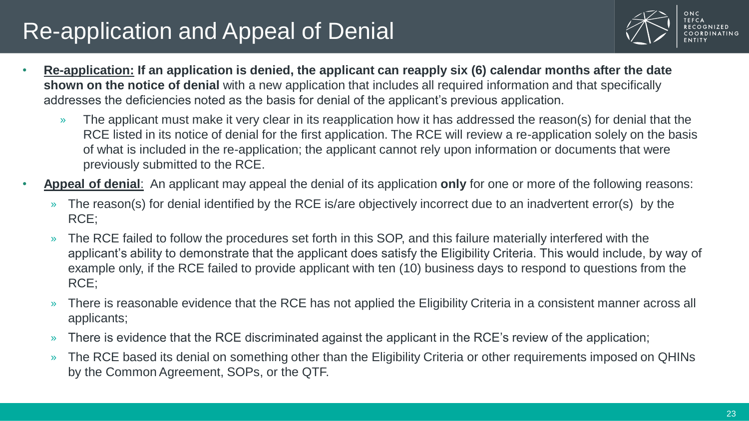# Re-application and Appeal of Denial

- **<u>Re-application:</u> If an application is denied, the applicant can reapply six (6) calendar months after the date shown on the notice of denial** with a new application that includes all required information and that specifically addresses the deficiencies noted as the basis for denial of the applicant's previous application.
  - The applicant must make it very clear in its reapplication how it has addressed the reason(s) for denial that the RCE listed in its notice of denial for the first application. The RCE will review a re-application solely on the basis of what is included in the re-application; the applicant cannot rely upon information or documents that were previously submitted to the RCE.
- **<u>Appeal of denial</u>**: An applicant may appeal the denial of its application **only** for one or more of the following reasons:
  - The reason(s) for denial identified by the RCE is/are objectively incorrect due to an inadvertent error(s) by the RCE;
  - The RCE failed to follow the procedures set forth in this SOP, and this failure materially interfered with the applicant's ability to demonstrate that the applicant does satisfy the Eligibility Criteria. This would include, by way of example only, if the RCE failed to provide applicant with ten (10) business days to respond to questions from the RCE;
  - There is reasonable evidence that the RCE has not applied the Eligibility Criteria in a consistent manner across all applicants;
  - There is evidence that the RCE discriminated against the applicant in the RCE's review of the application;
  - The RCE based its denial on something other than the Eligibility Criteria or other requirements imposed on QHINs by the Common Agreement, SOPs, or the QTF.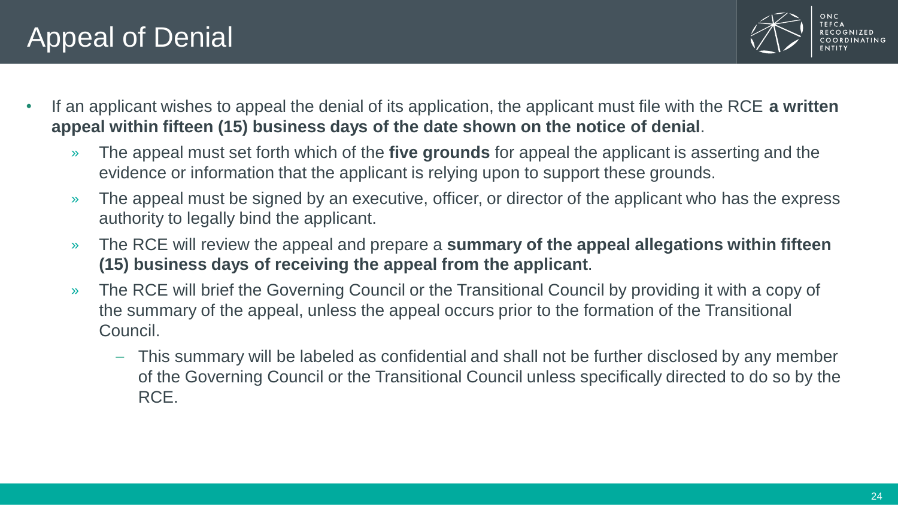# Appeal of Denial

- If an applicant wishes to appeal the denial of its application, the applicant must file with the RCE **a written appeal within fifteen (15) business days of the date shown on the notice of denial**.
  - The appeal must set forth which of the **five grounds** for appeal the applicant is asserting and the evidence or information that the applicant is relying upon to support these grounds.
  - The appeal must be signed by an executive, officer, or director of the applicant who has the express authority to legally bind the applicant.
  - The RCE will review the appeal and prepare a **summary of the appeal allegations within fifteen (15) business days of receiving the appeal from the applicant**.
  - The RCE will brief the Governing Council or the Transitional Council by providing it with a copy of the summary of the appeal, unless the appeal occurs prior to the formation of the Transitional Council.
    - This summary will be labeled as confidential and shall not be further disclosed by any member of the Governing Council or the Transitional Council unless specifically directed to do so by the RCE.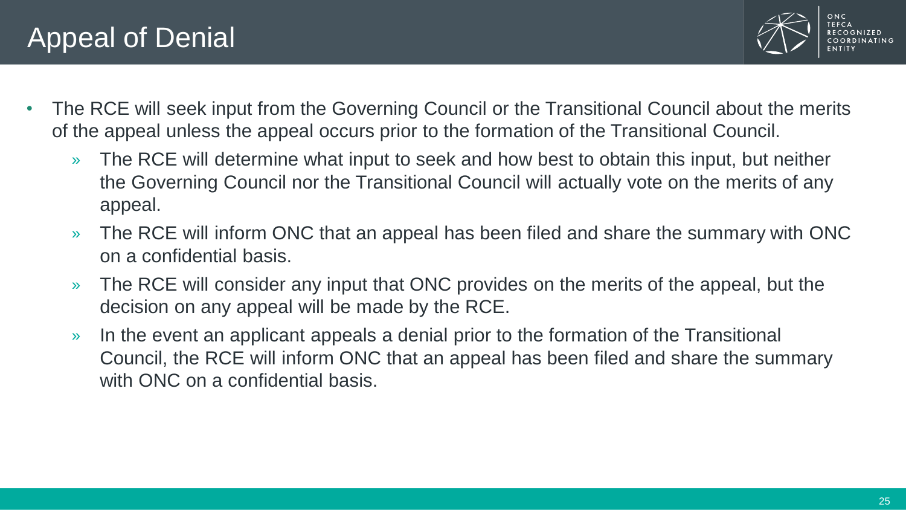# Appeal of Denial

- The RCE will seek input from the Governing Council or the Transitional Council about the merits of the appeal unless the appeal occurs prior to the formation of the Transitional Council.
  - The RCE will determine what input to seek and how best to obtain this input, but neither the Governing Council nor the Transitional Council will actually vote on the merits of any appeal.
  - The RCE will inform ONC that an appeal has been filed and share the summary with ONC on a confidential basis.
  - The RCE will consider any input that ONC provides on the merits of the appeal, but the decision on any appeal will be made by the RCE.
  - In the event an applicant appeals a denial prior to the formation of the Transitional Council, the RCE will inform ONC that an appeal has been filed and share the summary with ONC on a confidential basis.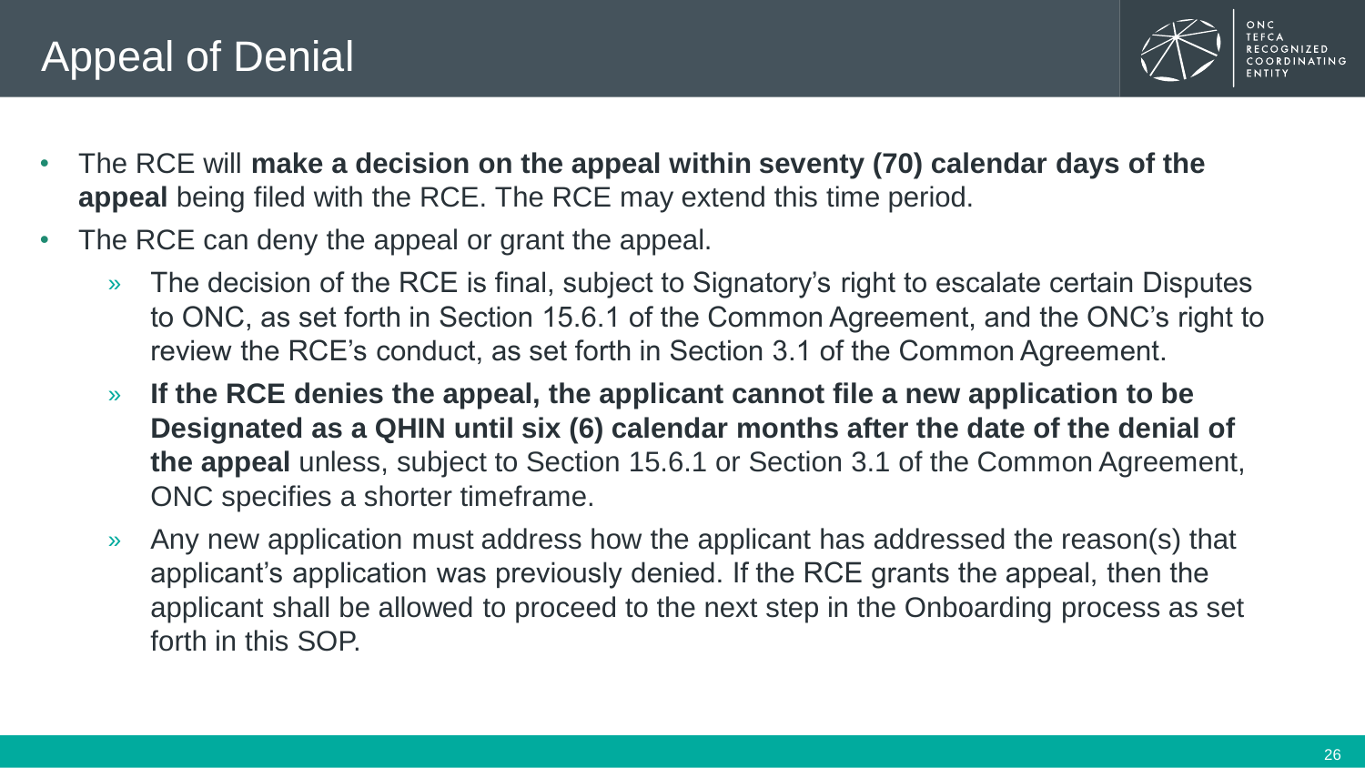# Appeal of Denial

- The RCE will **make a decision on the appeal within seventy (70) calendar days of the appeal** being filed with the RCE. The RCE may extend this time period.
- The RCE can deny the appeal or grant the appeal.
  - The decision of the RCE is final, subject to Signatory's right to escalate certain Disputes to ONC, as set forth in Section 15.6.1 of the Common Agreement, and the ONC's right to review the RCE's conduct, as set forth in Section 3.1 of the Common Agreement.
  - **If the RCE denies the appeal, the applicant cannot file a new application to be Designated as a QHIN until six (6) calendar months after the date of the denial of the appeal** unless, subject to Section 15.6.1 or Section 3.1 of the Common Agreement, ONC specifies a shorter timeframe.
  - Any new application must address how the applicant has addressed the reason(s) that applicant's application was previously denied. If the RCE grants the appeal, then the applicant shall be allowed to proceed to the next step in the Onboarding process as set forth in this SOP.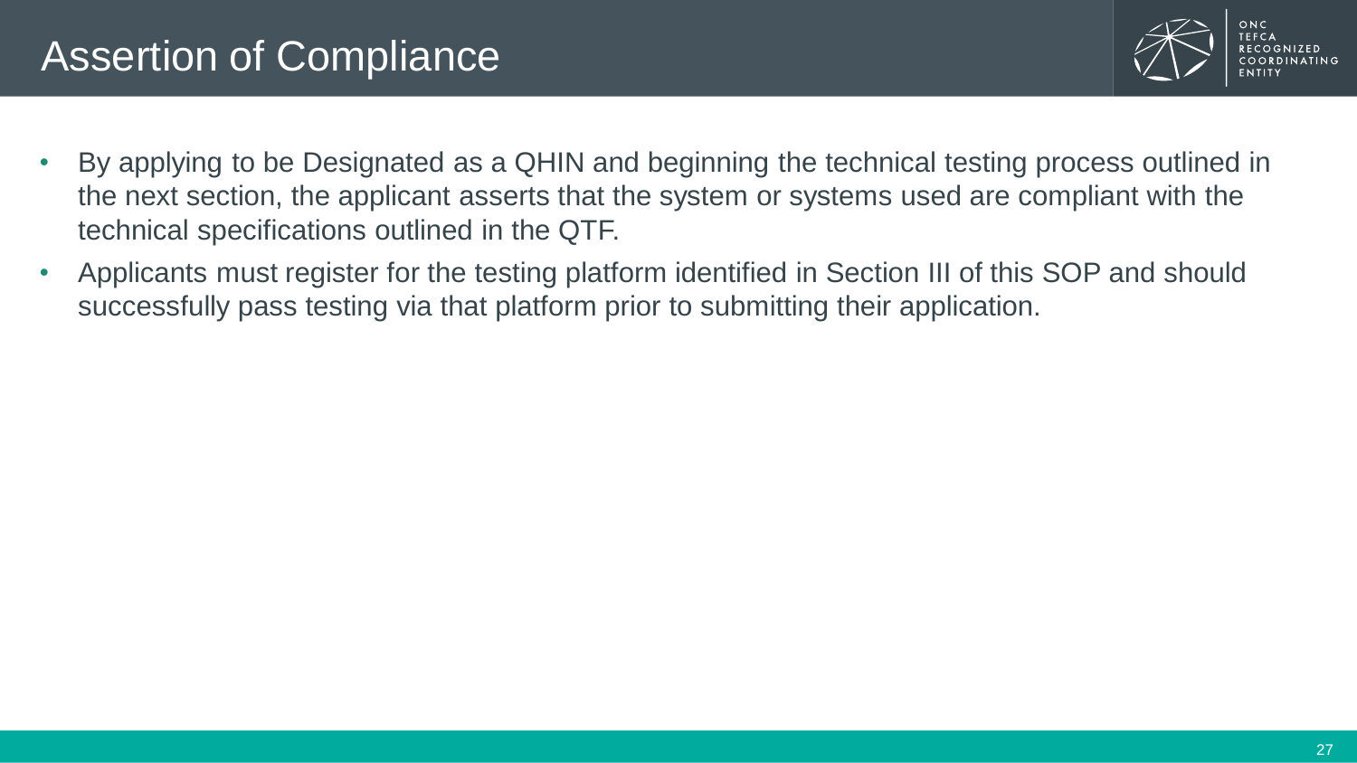# Assertion of Compliance

- By applying to be Designated as a QHIN and beginning the technical testing process outlined in the next section, the applicant asserts that the system or systems used are compliant with the technical specifications outlined in the QTF.
- Applicants must register for the testing platform identified in Section III of this SOP and should successfully pass testing via that platform prior to submitting their application.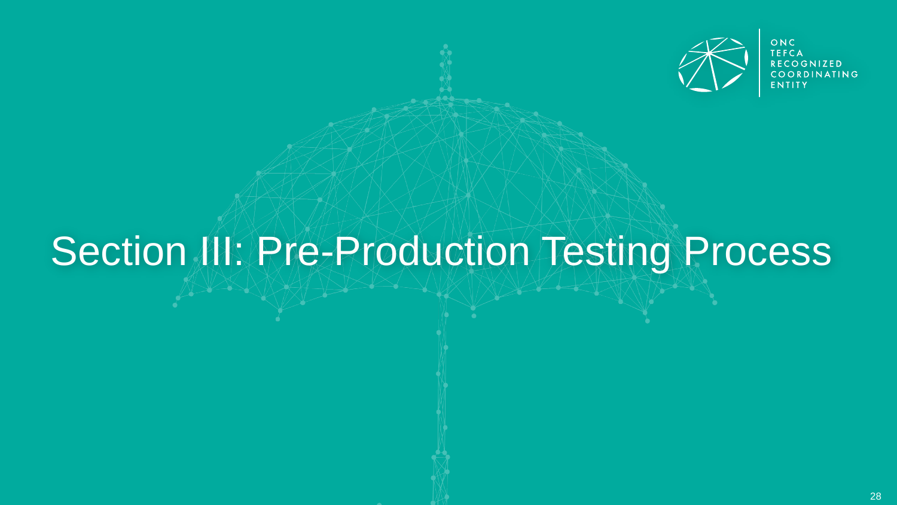# Section III: Pre-Production Testing Process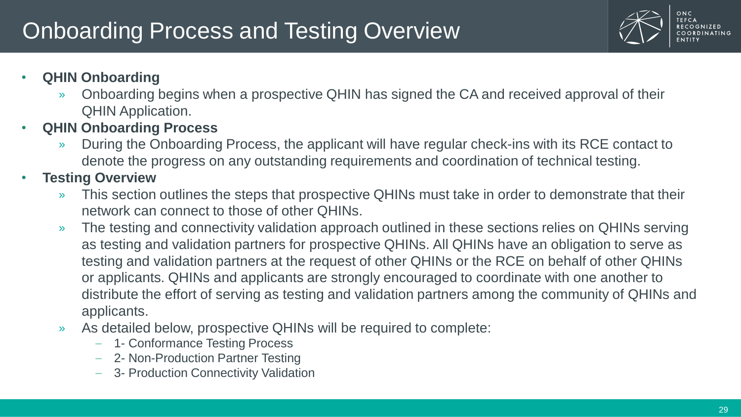# Onboarding Process and Testing Overview

- **QHIN Onboarding**
  - Onboarding begins when a prospective QHIN has signed the CA and received approval of their QHIN Application.
- **QHIN Onboarding Process**
  - During the Onboarding Process, the applicant will have regular check-ins with its RCE contact to denote the progress on any outstanding requirements and coordination of technical testing.
- **Testing Overview**
  - This section outlines the steps that prospective QHINs must take in order to demonstrate that their network can connect to those of other QHINs.
  - The testing and connectivity validation approach outlined in these sections relies on QHINs serving as testing and validation partners for prospective QHINs. All QHINs have an obligation to serve as testing and validation partners at the request of other QHINs or the RCE on behalf of other QHINs or applicants. QHINs and applicants are strongly encouraged to coordinate with one another to distribute the effort of serving as testing and validation partners among the community of QHINs and applicants.
  - As detailed below, prospective QHINs will be required to complete:
    - 1- Conformance Testing Process
    - 2- Non-Production Partner Testing
    - 3- Production Connectivity Validation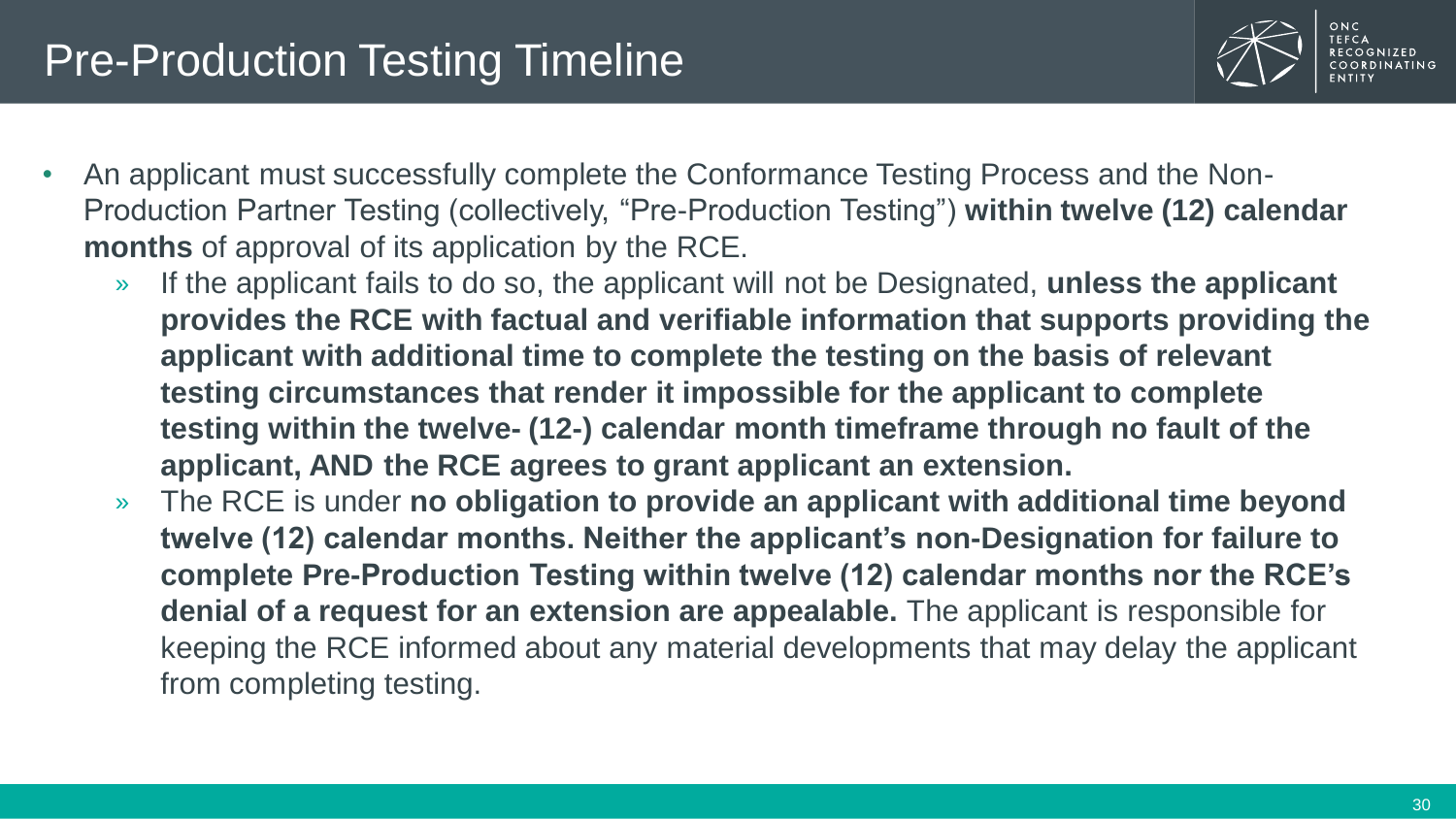# Pre-Production Testing Timeline

- An applicant must successfully complete the Conformance Testing Process and the Non-Production Partner Testing (collectively, "Pre-Production Testing") **within twelve (12) calendar months** of approval of its application by the RCE.
  - If the applicant fails to do so, the applicant will not be Designated, **unless the applicant provides the RCE with factual and verifiable information that supports providing the applicant with additional time to complete the testing on the basis of relevant testing circumstances that render it impossible for the applicant to complete testing within the twelve- (12-) calendar month timeframe through no fault of the applicant, AND the RCE agrees to grant applicant an extension.**
  - The RCE is under **no obligation to provide an applicant with additional time beyond twelve (12) calendar months. Neither the applicant's non-Designation for failure to complete Pre-Production Testing within twelve (12) calendar months nor the RCE's denial of a request for an extension are appealable.** The applicant is responsible for keeping the RCE informed about any material developments that may delay the applicant from completing testing.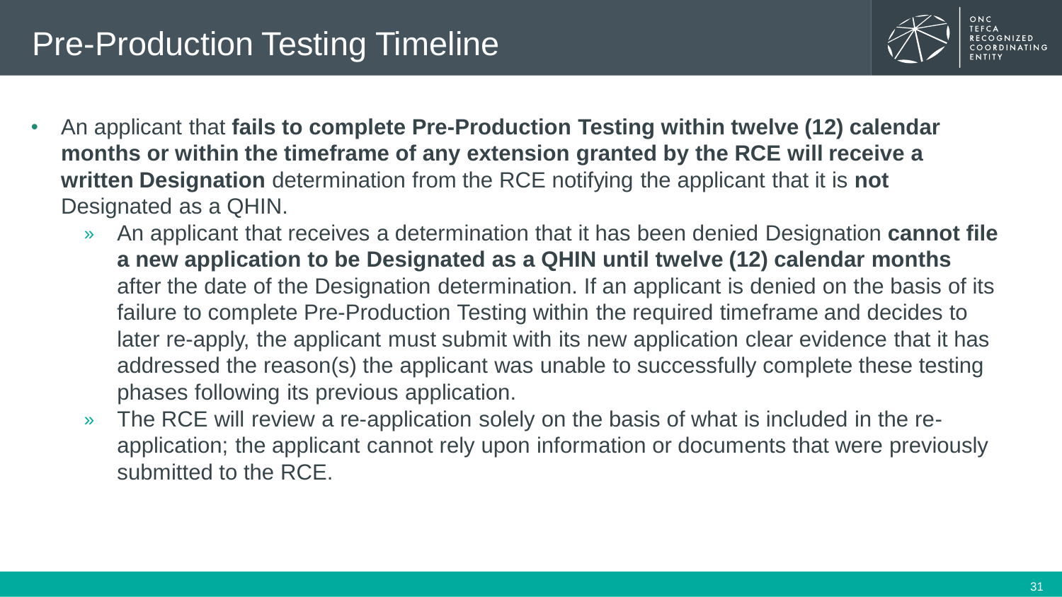# Pre-Production Testing Timeline

- An applicant that **fails to complete Pre-Production Testing within twelve (12) calendar months or within the timeframe of any extension granted by the RCE will receive a written Designation** determination from the RCE notifying the applicant that it is **not** Designated as a QHIN.
  - An applicant that receives a determination that it has been denied Designation **cannot file a new application to be Designated as a QHIN until twelve (12) calendar months** after the date of the Designation determination. If an applicant is denied on the basis of its failure to complete Pre-Production Testing within the required timeframe and decides to later re-apply, the applicant must submit with its new application clear evidence that it has addressed the reason(s) the applicant was unable to successfully complete these testing phases following its previous application.
  - The RCE will review a re-application solely on the basis of what is included in the re-application; the applicant cannot rely upon information or documents that were previously submitted to the RCE.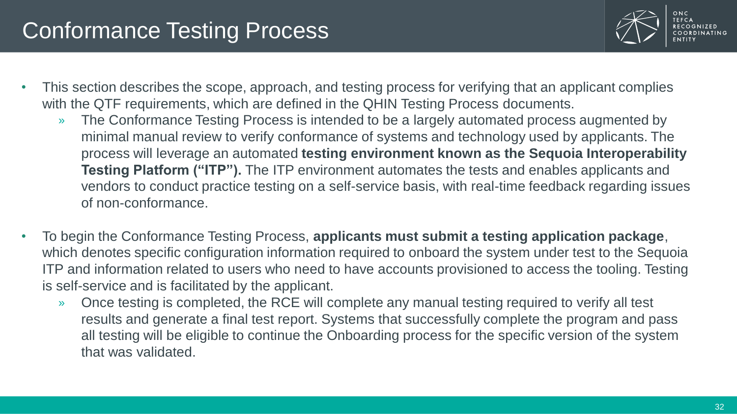# Conformance Testing Process

- This section describes the scope, approach, and testing process for verifying that an applicant complies with the QTF requirements, which are defined in the QHIN Testing Process documents.
  - The Conformance Testing Process is intended to be a largely automated process augmented by minimal manual review to verify conformance of systems and technology used by applicants. The process will leverage an automated **testing environment known as the Sequoia Interoperability Testing Platform ("ITP").** The ITP environment automates the tests and enables applicants and vendors to conduct practice testing on a self-service basis, with real-time feedback regarding issues of non-conformance.
- To begin the Conformance Testing Process, **applicants must submit a testing application package**, which denotes specific configuration information required to onboard the system under test to the Sequoia ITP and information related to users who need to have accounts provisioned to access the tooling. Testing is self-service and is facilitated by the applicant.
  - Once testing is completed, the RCE will complete any manual testing required to verify all test results and generate a final test report. Systems that successfully complete the program and pass all testing will be eligible to continue the Onboarding process for the specific version of the system that was validated.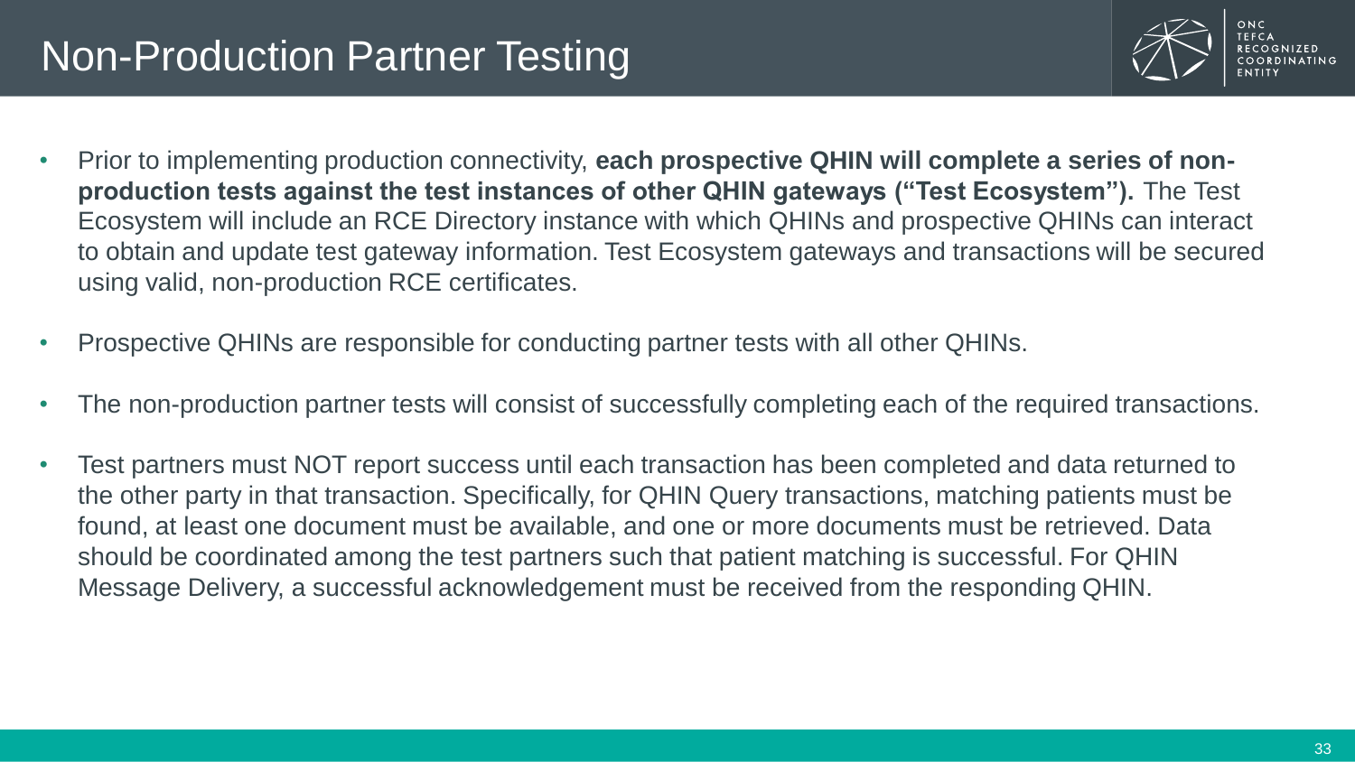# Non-Production Partner Testing

- Prior to implementing production connectivity, **each prospective QHIN will complete a series of non-production tests against the test instances of other QHIN gateways ("Test Ecosystem").** The Test Ecosystem will include an RCE Directory instance with which QHINs and prospective QHINs can interact to obtain and update test gateway information. Test Ecosystem gateways and transactions will be secured using valid, non-production RCE certificates.
- Prospective QHINs are responsible for conducting partner tests with all other QHINs.
- The non-production partner tests will consist of successfully completing each of the required transactions.
- Test partners must NOT report success until each transaction has been completed and data returned to the other party in that transaction. Specifically, for QHIN Query transactions, matching patients must be found, at least one document must be available, and one or more documents must be retrieved. Data should be coordinated among the test partners such that patient matching is successful. For QHIN Message Delivery, a successful acknowledgement must be received from the responding QHIN.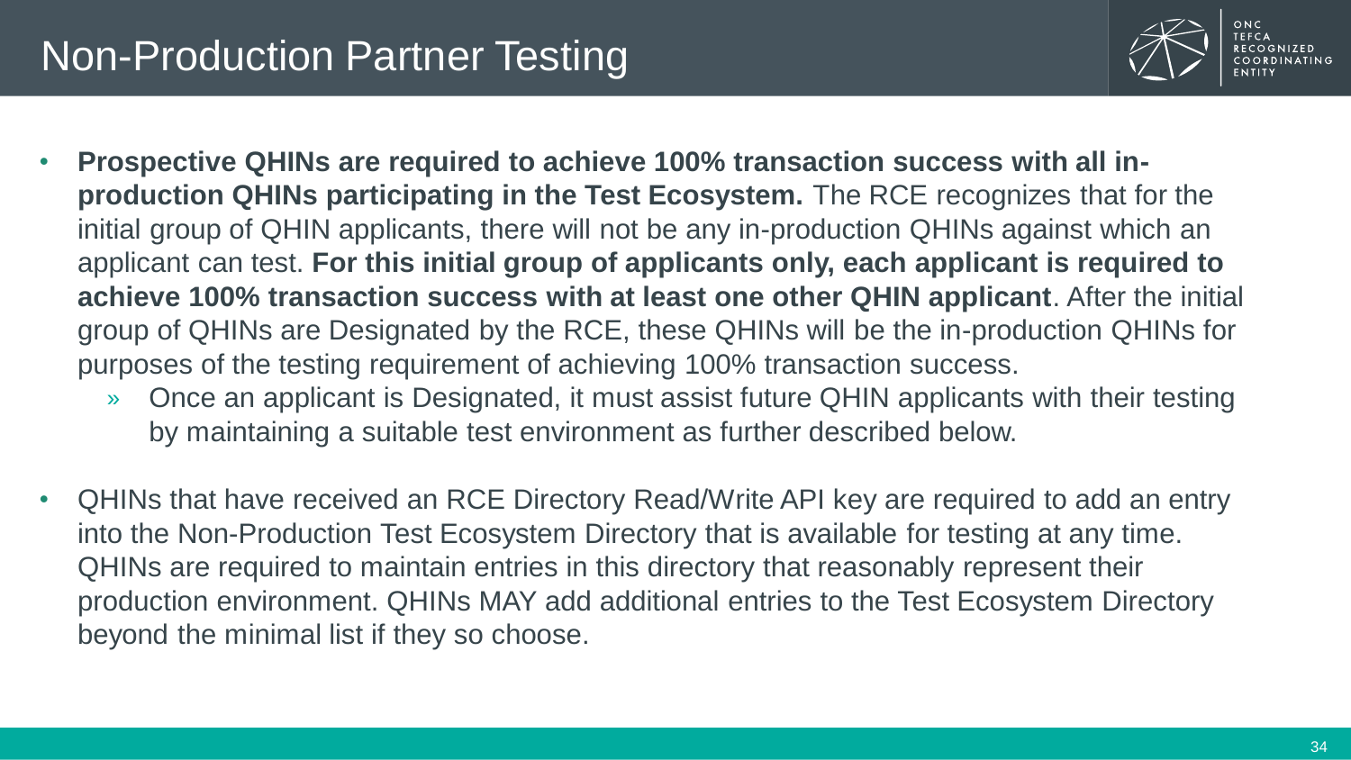# Non-Production Partner Testing

- **Prospective QHINs are required to achieve 100% transaction success with all in-production QHINs participating in the Test Ecosystem.** The RCE recognizes that for the initial group of QHIN applicants, there will not be any in-production QHINs against which an applicant can test. **For this initial group of applicants only, each applicant is required to achieve 100% transaction success with at least one other QHIN applicant**. After the initial group of QHINs are Designated by the RCE, these QHINs will be the in-production QHINs for purposes of the testing requirement of achieving 100% transaction success.
  - Once an applicant is Designated, it must assist future QHIN applicants with their testing by maintaining a suitable test environment as further described below.
- QHINs that have received an RCE Directory Read/Write API key are required to add an entry into the Non-Production Test Ecosystem Directory that is available for testing at any time. QHINs are required to maintain entries in this directory that reasonably represent their production environment. QHINs MAY add additional entries to the Test Ecosystem Directory beyond the minimal list if they so choose.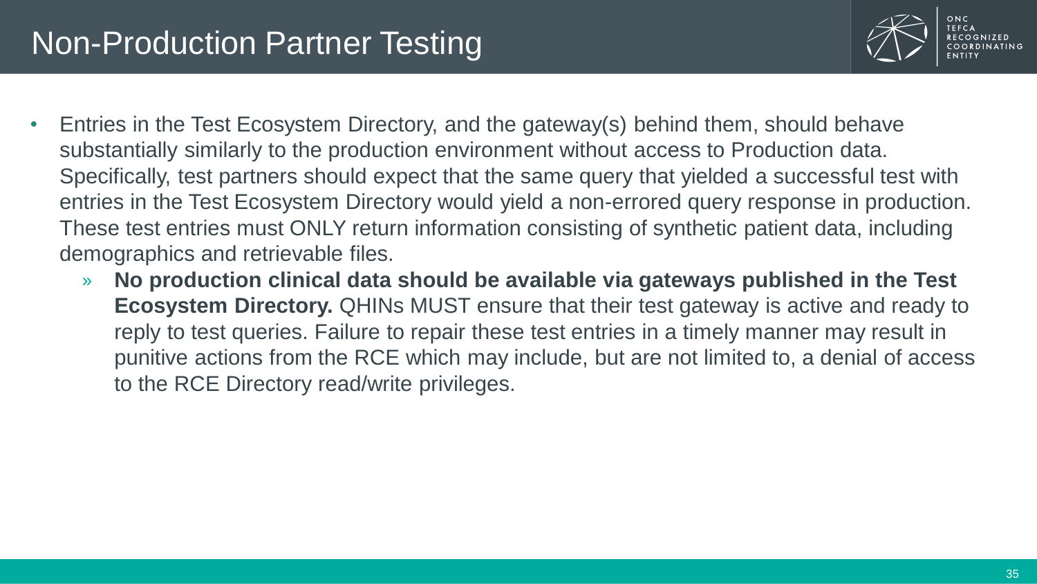# Non-Production Partner Testing

- Entries in the Test Ecosystem Directory, and the gateway(s) behind them, should behave substantially similarly to the production environment without access to Production data. Specifically, test partners should expect that the same query that yielded a successful test with entries in the Test Ecosystem Directory would yield a non-errored query response in production. These test entries must ONLY return information consisting of synthetic patient data, including demographics and retrievable files.
  - **No production clinical data should be available via gateways published in the Test Ecosystem Directory.** QHINs MUST ensure that their test gateway is active and ready to reply to test queries. Failure to repair these test entries in a timely manner may result in punitive actions from the RCE which may include, but are not limited to, a denial of access to the RCE Directory read/write privileges.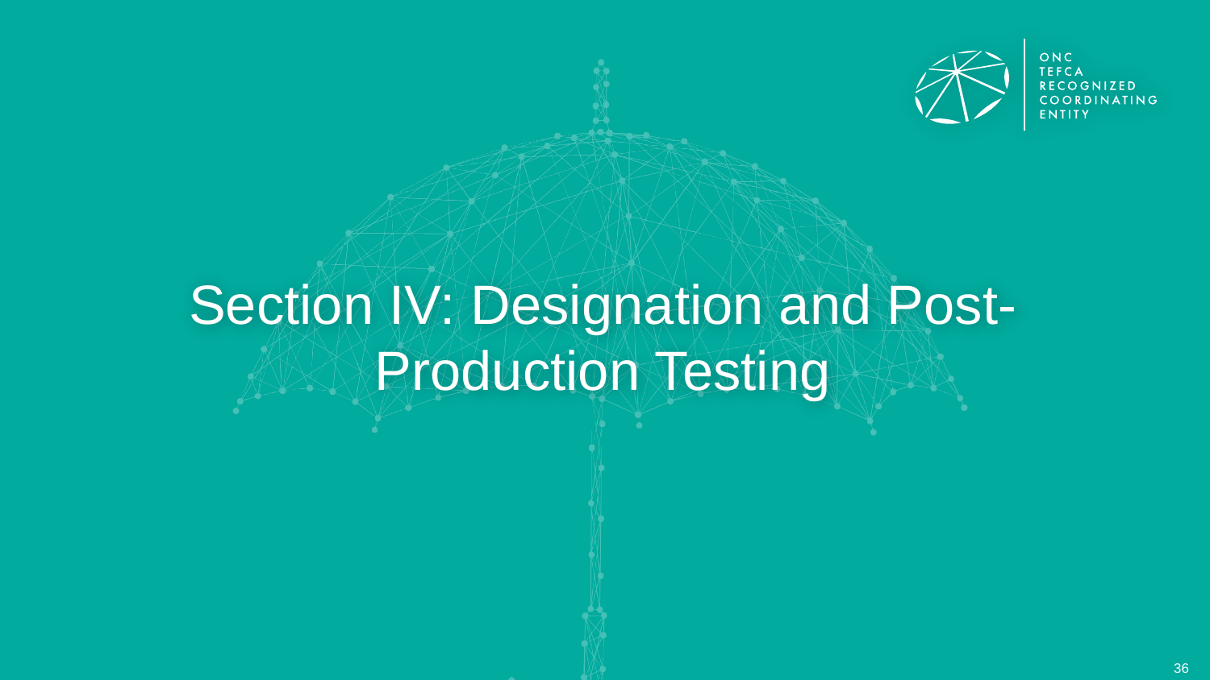# Section IV: Designation and Post-Production Testing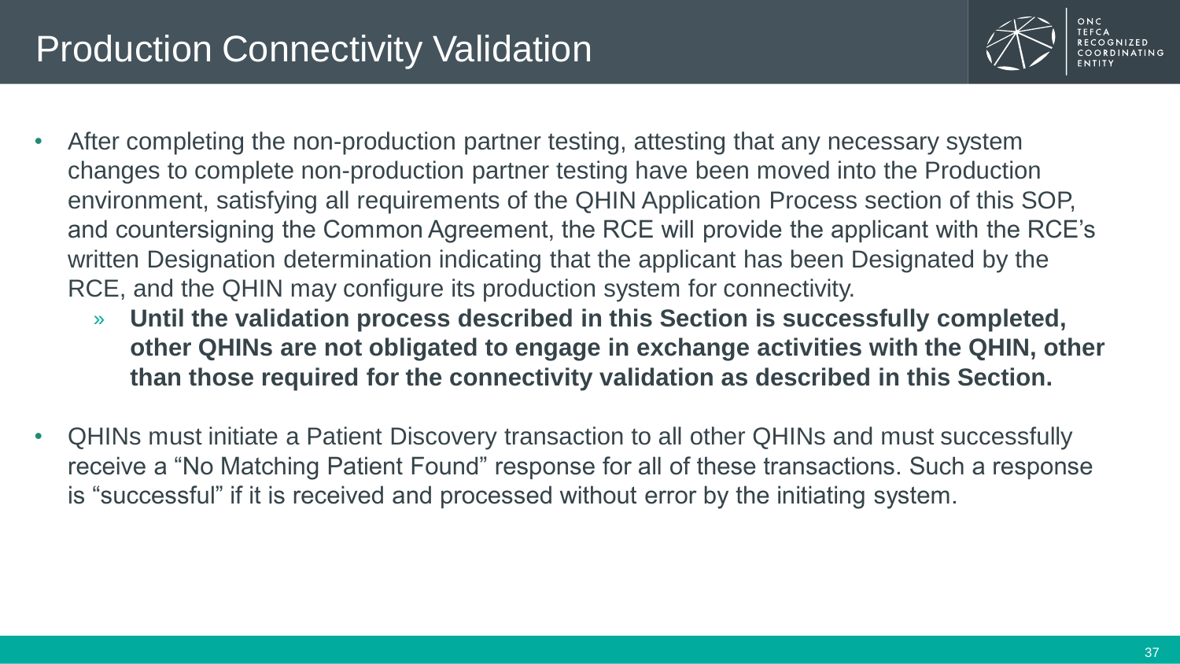# Production Connectivity Validation

- After completing the non-production partner testing, attesting that any necessary system changes to complete non-production partner testing have been moved into the Production environment, satisfying all requirements of the QHIN Application Process section of this SOP, and countersigning the Common Agreement, the RCE will provide the applicant with the RCE's written Designation determination indicating that the applicant has been Designated by the RCE, and the QHIN may configure its production system for connectivity.
  - **Until the validation process described in this Section is successfully completed, other QHINs are not obligated to engage in exchange activities with the QHIN, other than those required for the connectivity validation as described in this Section.**
- QHINs must initiate a Patient Discovery transaction to all other QHINs and must successfully receive a "No Matching Patient Found" response for all of these transactions. Such a response is "successful" if it is received and processed without error by the initiating system.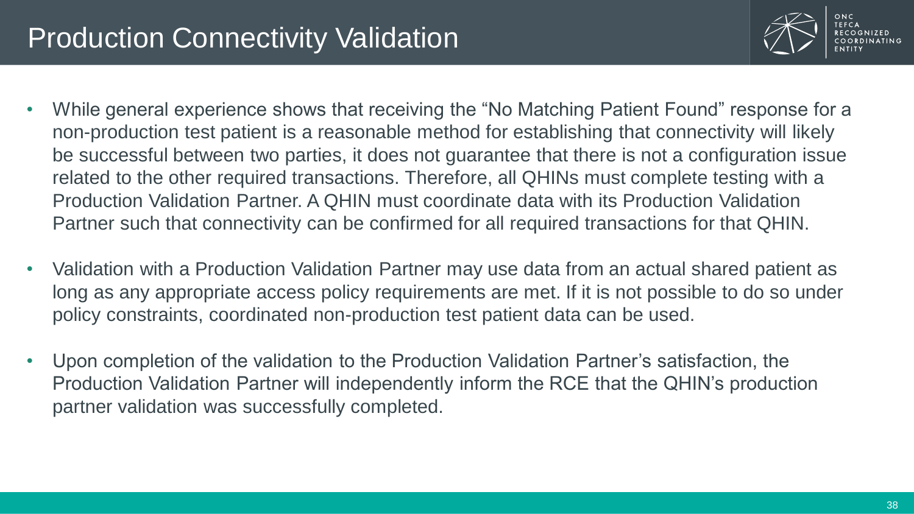# Production Connectivity Validation

- While general experience shows that receiving the “No Matching Patient Found” response for a non-production test patient is a reasonable method for establishing that connectivity will likely be successful between two parties, it does not guarantee that there is not a configuration issue related to the other required transactions. Therefore, all QHINs must complete testing with a Production Validation Partner. A QHIN must coordinate data with its Production Validation Partner such that connectivity can be confirmed for all required transactions for that QHIN.
- Validation with a Production Validation Partner may use data from an actual shared patient as long as any appropriate access policy requirements are met. If it is not possible to do so under policy constraints, coordinated non-production test patient data can be used.
- Upon completion of the validation to the Production Validation Partner’s satisfaction, the Production Validation Partner will independently inform the RCE that the QHIN’s production partner validation was successfully completed.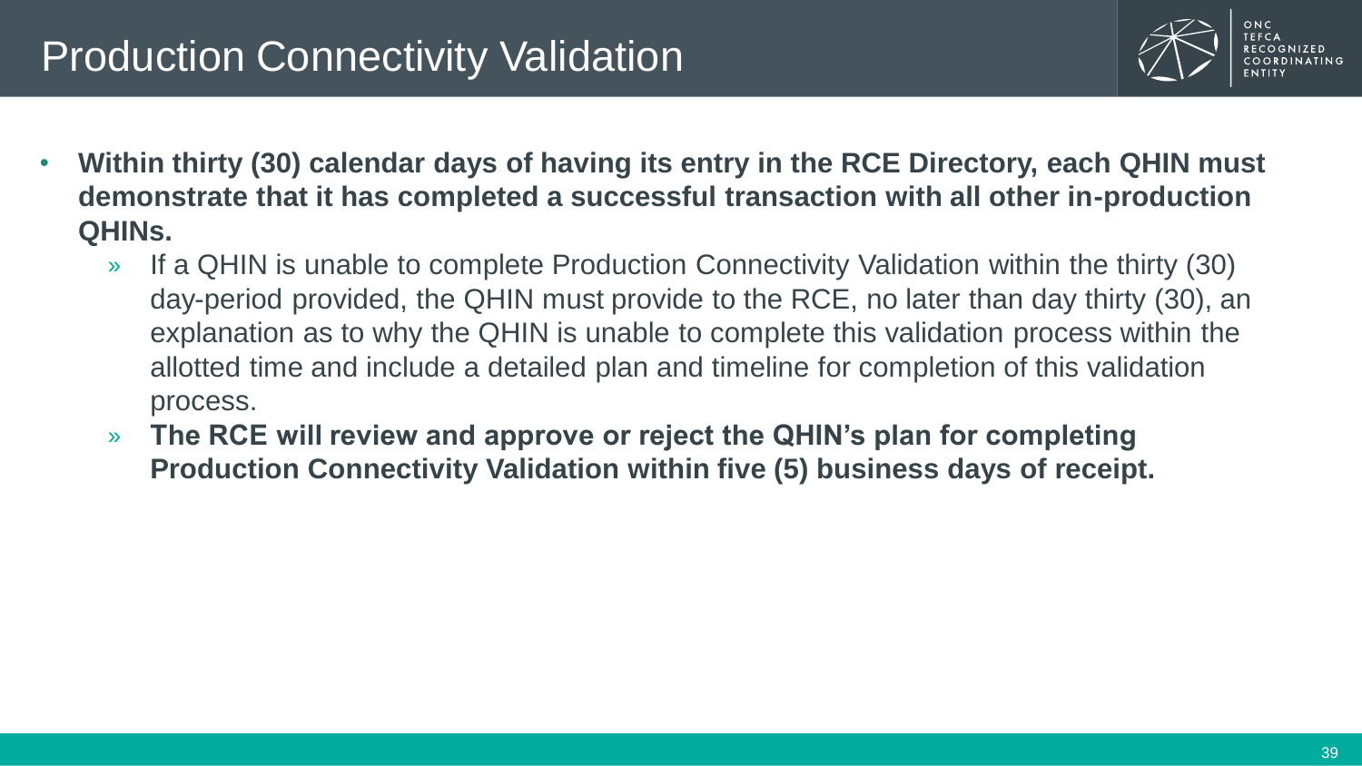# Production Connectivity Validation

- **Within thirty (30) calendar days of having its entry in the RCE Directory, each QHIN must demonstrate that it has completed a successful transaction with all other in-production QHINs.**
  - If a QHIN is unable to complete Production Connectivity Validation within the thirty (30) day-period provided, the QHIN must provide to the RCE, no later than day thirty (30), an explanation as to why the QHIN is unable to complete this validation process within the allotted time and include a detailed plan and timeline for completion of this validation process.
  - **The RCE will review and approve or reject the QHIN's plan for completing Production Connectivity Validation within five (5) business days of receipt.**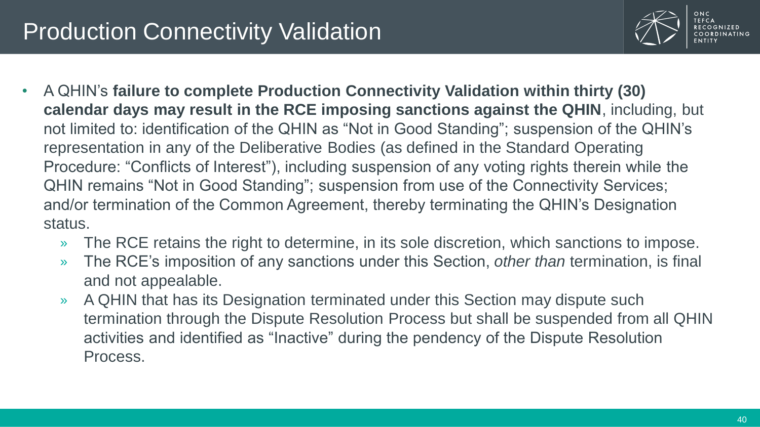# Production Connectivity Validation

- A QHIN's **failure to complete Production Connectivity Validation within thirty (30) calendar days may result in the RCE imposing sanctions against the QHIN**, including, but not limited to: identification of the QHIN as "Not in Good Standing"; suspension of the QHIN's representation in any of the Deliberative Bodies (as defined in the Standard Operating Procedure: "Conflicts of Interest"), including suspension of any voting rights therein while the QHIN remains "Not in Good Standing"; suspension from use of the Connectivity Services; and/or termination of the Common Agreement, thereby terminating the QHIN's Designation status.
  - The RCE retains the right to determine, in its sole discretion, which sanctions to impose.
  - The RCE's imposition of any sanctions under this Section, *other than* termination, is final and not appealable.
  - A QHIN that has its Designation terminated under this Section may dispute such termination through the Dispute Resolution Process but shall be suspended from all QHIN activities and identified as "Inactive" during the pendency of the Dispute Resolution Process.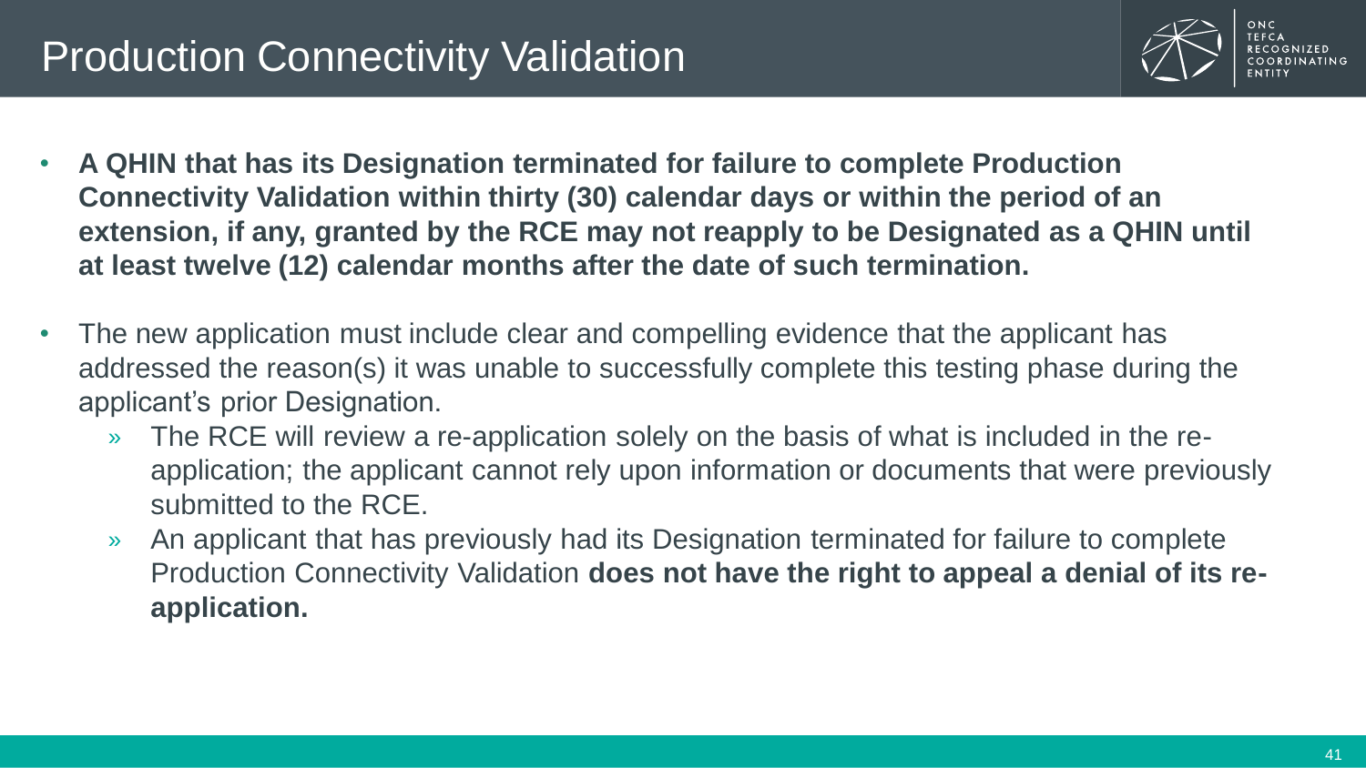# Production Connectivity Validation

- **A QHIN that has its Designation terminated for failure to complete Production Connectivity Validation within thirty (30) calendar days or within the period of an extension, if any, granted by the RCE may not reapply to be Designated as a QHIN until at least twelve (12) calendar months after the date of such termination.**
- The new application must include clear and compelling evidence that the applicant has addressed the reason(s) it was unable to successfully complete this testing phase during the applicant's prior Designation.
  - The RCE will review a re-application solely on the basis of what is included in the re-application; the applicant cannot rely upon information or documents that were previously submitted to the RCE.
  - An applicant that has previously had its Designation terminated for failure to complete Production Connectivity Validation **does not have the right to appeal a denial of its re-application.**